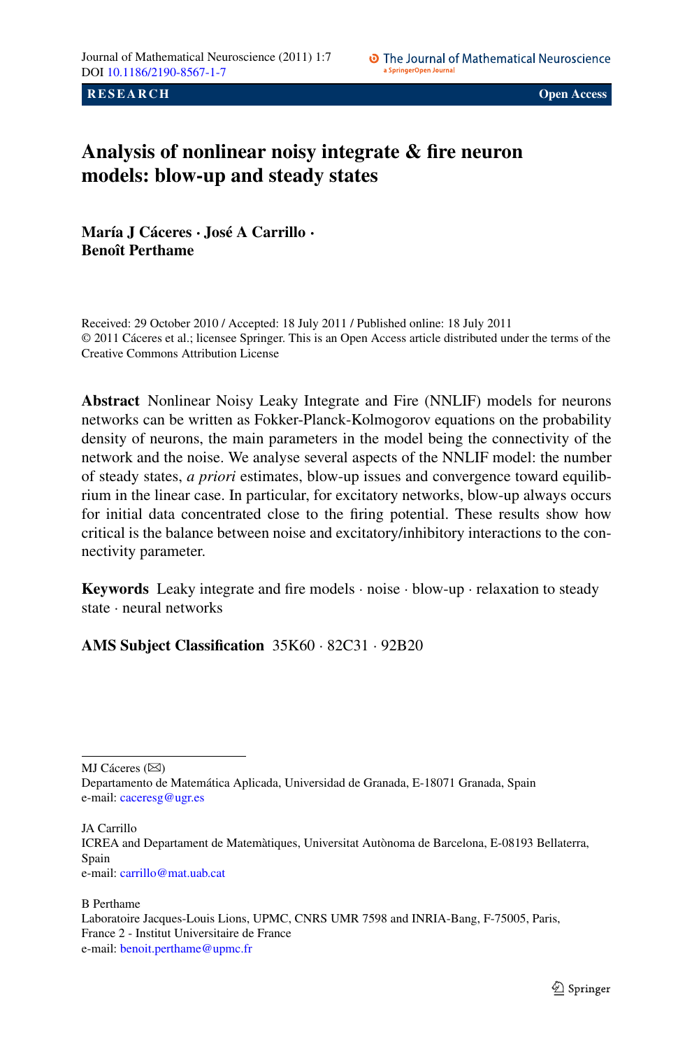RESEARCH | Open Access

# Analysis of nonlinear noisy integrate & fire neuron models: blow-up and steady states

**María J Cáceres · José A Carrillo · Benoît Perthame**

Received: 29 October 2010 / Accepted: 18 July 2011 / Published online: 18 July 2011
© 2011 Cáceres et al.; licensee Springer. This is an Open Access article distributed under the terms of the Creative Commons Attribution License

**Abstract** Nonlinear Noisy Leaky Integrate and Fire (NNLIF) models for neurons networks can be written as Fokker-Planck-Kolmogorov equations on the probability density of neurons, the main parameters in the model being the connectivity of the network and the noise. We analyse several aspects of the NNLIF model: the number of steady states, *a priori* estimates, blow-up issues and convergence toward equilibrium in the linear case. In particular, for excitatory networks, blow-up always occurs for initial data concentrated close to the firing potential. These results show how critical is the balance between noise and excitatory/inhibitory interactions to the connectivity parameter.

**Keywords** Leaky integrate and fire models · noise · blow-up · relaxation to steady state · neural networks

**AMS Subject Classification** 35K60 · 82C31 · 92B20

MJ Cáceres (✉)
Departamento de Matemática Aplicada, Universidad de Granada, E-18071 Granada, Spain
e-mail: caceresg@ugr.es

JA Carrillo
ICREA and Departament de Matemàtiques, Universitat Autònoma de Barcelona, E-08193 Bellaterra, Spain
e-mail: carrillo@mat.uab.cat

B Perthame
Laboratoire Jacques-Louis Lions, UPMC, CNRS UMR 7598 and INRIA-Bang, F-75005, Paris, France 2 - Institut Universitaire de France
e-mail: benoit.perthame@upmc.fr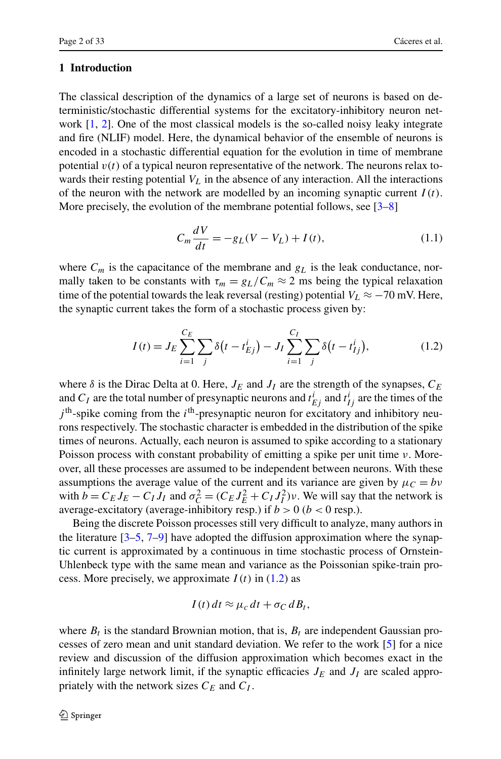## 1 Introduction

The classical description of the dynamics of a large set of neurons is based on deterministic/stochastic differential systems for the excitatory-inhibitory neuron network [1, 2]. One of the most classical models is the so-called noisy leaky integrate and fire (NLIF) model. Here, the dynamical behavior of the ensemble of neurons is encoded in a stochastic differential equation for the evolution in time of membrane potential $v(t)$ of a typical neuron representative of the network. The neurons relax towards their resting potential $V_L$ in the absence of any interaction. All the interactions of the neuron with the network are modelled by an incoming synaptic current $I(t)$. More precisely, the evolution of the membrane potential follows, see [3–8]

$$C_m \frac{dV}{dt} = -g_L(V - V_L) + I(t), \tag{1.1}$$

where $C_m$ is the capacitance of the membrane and $g_L$ is the leak conductance, normally taken to be constants with $\tau_m = g_L/C_m \approx 2$ ms being the typical relaxation time of the potential towards the leak reversal (resting) potential $V_L \approx -70$ mV. Here, the synaptic current takes the form of a stochastic process given by:

$$I(t) = J_E \sum_{i=1}^{C_E} \sum_j \delta\big(t - t_{Ej}^i\big) - J_I \sum_{i=1}^{C_I} \sum_j \delta\big(t - t_{Ij}^i\big), \tag{1.2}$$

where $\delta$ is the Dirac Delta at 0. Here, $J_E$ and $J_I$ are the strength of the synapses, $C_E$ and $C_I$ are the total number of presynaptic neurons and $t_{Ej}^i$ and $t_{Ij}^i$ are the times of the $j^{\text{th}}$-spike coming from the $i^{\text{th}}$-presynaptic neuron for excitatory and inhibitory neurons respectively. The stochastic character is embedded in the distribution of the spike times of neurons. Actually, each neuron is assumed to spike according to a stationary Poisson process with constant probability of emitting a spike per unit time $\nu$. Moreover, all these processes are assumed to be independent between neurons. With these assumptions the average value of the current and its variance are given by $\mu_C = b\nu$ with $b = C_E J_E - C_I J_I$ and $\sigma_C^2 = (C_E J_E^2 + C_I J_I^2)\nu$. We will say that the network is average-excitatory (average-inhibitory resp.) if $b > 0$ ($b < 0$ resp.).

Being the discrete Poisson processes still very difficult to analyze, many authors in the literature [3–5, 7–9] have adopted the diffusion approximation where the synaptic current is approximated by a continuous in time stochastic process of Ornstein-Uhlenbeck type with the same mean and variance as the Poissonian spike-train process. More precisely, we approximate $I(t)$ in (1.2) as

$$I(t)\,dt \approx \mu_c\,dt + \sigma_C\,dB_t,$$

where $B_t$ is the standard Brownian motion, that is, $B_t$ are independent Gaussian processes of zero mean and unit standard deviation. We refer to the work [5] for a nice review and discussion of the diffusion approximation which becomes exact in the infinitely large network limit, if the synaptic efficacies $J_E$ and $J_I$ are scaled appropriately with the network sizes $C_E$ and $C_I$.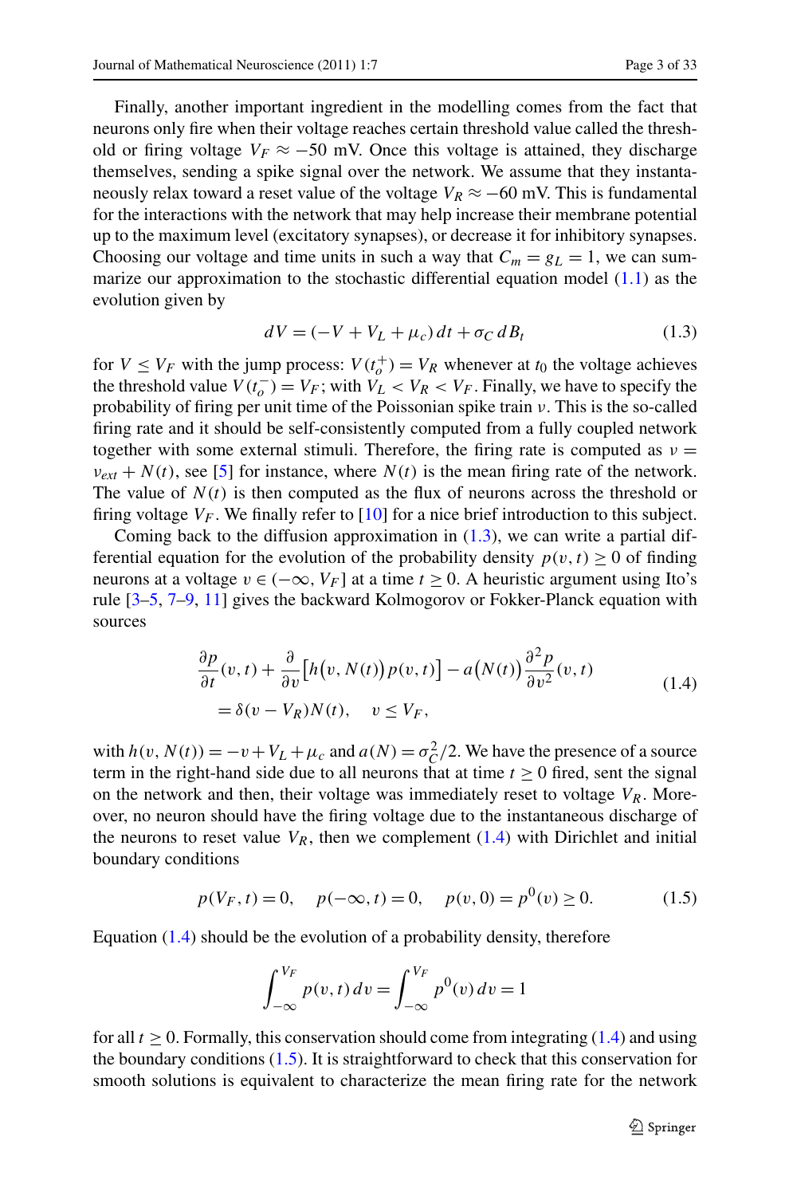Finally, another important ingredient in the modelling comes from the fact that neurons only fire when their voltage reaches certain threshold value called the threshold or firing voltage $V_F \approx -50$ mV. Once this voltage is attained, they discharge themselves, sending a spike signal over the network. We assume that they instantaneously relax toward a reset value of the voltage $V_R \approx -60$ mV. This is fundamental for the interactions with the network that may help increase their membrane potential up to the maximum level (excitatory synapses), or decrease it for inhibitory synapses. Choosing our voltage and time units in such a way that $C_m = g_L = 1$, we can summarize our approximation to the stochastic differential equation model (1.1) as the evolution given by

$$dV = (-V + V_L + \mu_c)\,dt + \sigma_C\,dB_t \tag{1.3}$$

for $V \le V_F$ with the jump process: $V(t_o^+) = V_R$ whenever at $t_0$ the voltage achieves the threshold value $V(t_o^-) = V_F$; with $V_L < V_R < V_F$. Finally, we have to specify the probability of firing per unit time of the Poissonian spike train $\nu$. This is the so-called firing rate and it should be self-consistently computed from a fully coupled network together with some external stimuli. Therefore, the firing rate is computed as $\nu = \nu_{ext} + N(t)$, see [5] for instance, where $N(t)$ is the mean firing rate of the network. The value of $N(t)$ is then computed as the flux of neurons across the threshold or firing voltage $V_F$. We finally refer to [10] for a nice brief introduction to this subject.

Coming back to the diffusion approximation in (1.3), we can write a partial differential equation for the evolution of the probability density $p(v,t) \ge 0$ of finding neurons at a voltage $v \in (-\infty, V_F]$ at a time $t \ge 0$. A heuristic argument using Ito's rule [3–5, 7–9, 11] gives the backward Kolmogorov or Fokker-Planck equation with sources

$$\begin{aligned}
&\frac{\partial p}{\partial t}(v,t) + \frac{\partial}{\partial v}\big[h\big(v, N(t)\big)\,p(v,t)\big] - a\big(N(t)\big)\frac{\partial^2 p}{\partial v^2}(v,t) \\
&\quad = \delta(v - V_R)N(t), \qquad v \le V_F,
\end{aligned} \tag{1.4}$$

with $h(v, N(t)) = -v + V_L + \mu_c$ and $a(N) = \sigma_C^2/2$. We have the presence of a source term in the right-hand side due to all neurons that at time $t \ge 0$ fired, sent the signal on the network and then, their voltage was immediately reset to voltage $V_R$. Moreover, no neuron should have the firing voltage due to the instantaneous discharge of the neurons to reset value $V_R$, then we complement (1.4) with Dirichlet and initial boundary conditions

$$p(V_F, t) = 0, \qquad p(-\infty, t) = 0, \qquad p(v, 0) = p^0(v) \ge 0. \tag{1.5}$$

Equation (1.4) should be the evolution of a probability density, therefore

$$\int_{-\infty}^{V_F} p(v,t)\,dv = \int_{-\infty}^{V_F} p^0(v)\,dv = 1$$

for all $t \ge 0$. Formally, this conservation should come from integrating (1.4) and using the boundary conditions (1.5). It is straightforward to check that this conservation for smooth solutions is equivalent to characterize the mean firing rate for the network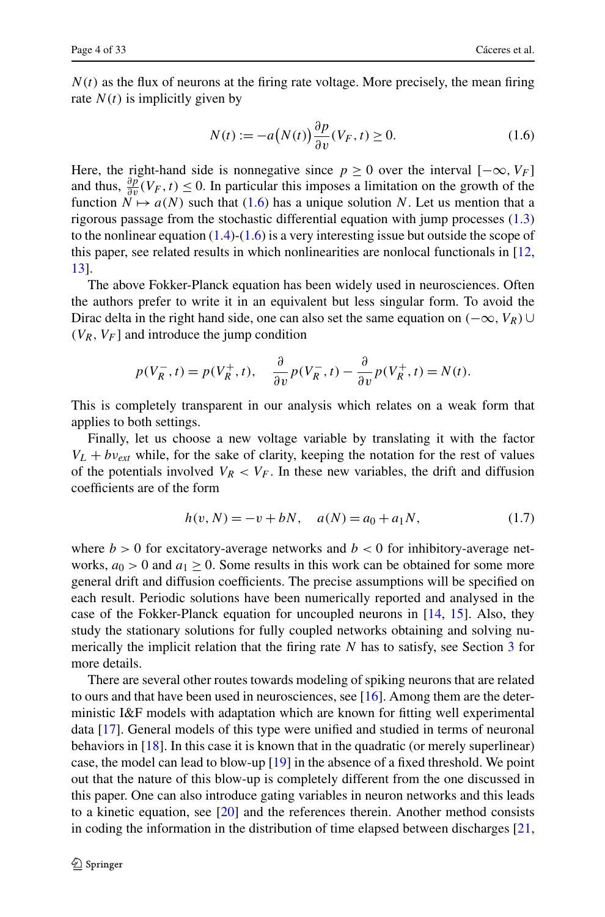$N(t)$ as the flux of neurons at the firing rate voltage. More precisely, the mean firing rate $N(t)$ is implicitly given by

$$N(t) := -a\big(N(t)\big)\frac{\partial p}{\partial v}(V_F, t) \geq 0. \tag{1.6}$$

Here, the right-hand side is nonnegative since $p \geq 0$ over the interval $[-\infty, V_F]$ and thus, $\frac{\partial p}{\partial v}(V_F, t) \leq 0$. In particular this imposes a limitation on the growth of the function $N \mapsto a(N)$ such that (1.6) has a unique solution $N$. Let us mention that a rigorous passage from the stochastic differential equation with jump processes (1.3) to the nonlinear equation (1.4)-(1.6) is a very interesting issue but outside the scope of this paper, see related results in which nonlinearities are nonlocal functionals in [12, 13].

The above Fokker-Planck equation has been widely used in neurosciences. Often the authors prefer to write it in an equivalent but less singular form. To avoid the Dirac delta in the right hand side, one can also set the same equation on $(-\infty, V_R) \cup (V_R, V_F]$ and introduce the jump condition

$$p(V_R^-, t) = p(V_R^+, t), \quad \frac{\partial}{\partial v}p(V_R^-, t) - \frac{\partial}{\partial v}p(V_R^+, t) = N(t).$$

This is completely transparent in our analysis which relates on a weak form that applies to both settings.

Finally, let us choose a new voltage variable by translating it with the factor $V_L + bv_{ext}$ while, for the sake of clarity, keeping the notation for the rest of values of the potentials involved $V_R < V_F$. In these new variables, the drift and diffusion coefficients are of the form

$$h(v, N) = -v + bN, \quad a(N) = a_0 + a_1 N, \tag{1.7}$$

where $b > 0$ for excitatory-average networks and $b < 0$ for inhibitory-average networks, $a_0 > 0$ and $a_1 \geq 0$. Some results in this work can be obtained for some more general drift and diffusion coefficients. The precise assumptions will be specified on each result. Periodic solutions have been numerically reported and analysed in the case of the Fokker-Planck equation for uncoupled neurons in [14, 15]. Also, they study the stationary solutions for fully coupled networks obtaining and solving numerically the implicit relation that the firing rate $N$ has to satisfy, see Section 3 for more details.

There are several other routes towards modeling of spiking neurons that are related to ours and that have been used in neurosciences, see [16]. Among them are the deterministic I&F models with adaptation which are known for fitting well experimental data [17]. General models of this type were unified and studied in terms of neuronal behaviors in [18]. In this case it is known that in the quadratic (or merely superlinear) case, the model can lead to blow-up [19] in the absence of a fixed threshold. We point out that the nature of this blow-up is completely different from the one discussed in this paper. One can also introduce gating variables in neuron networks and this leads to a kinetic equation, see [20] and the references therein. Another method consists in coding the information in the distribution of time elapsed between discharges [21,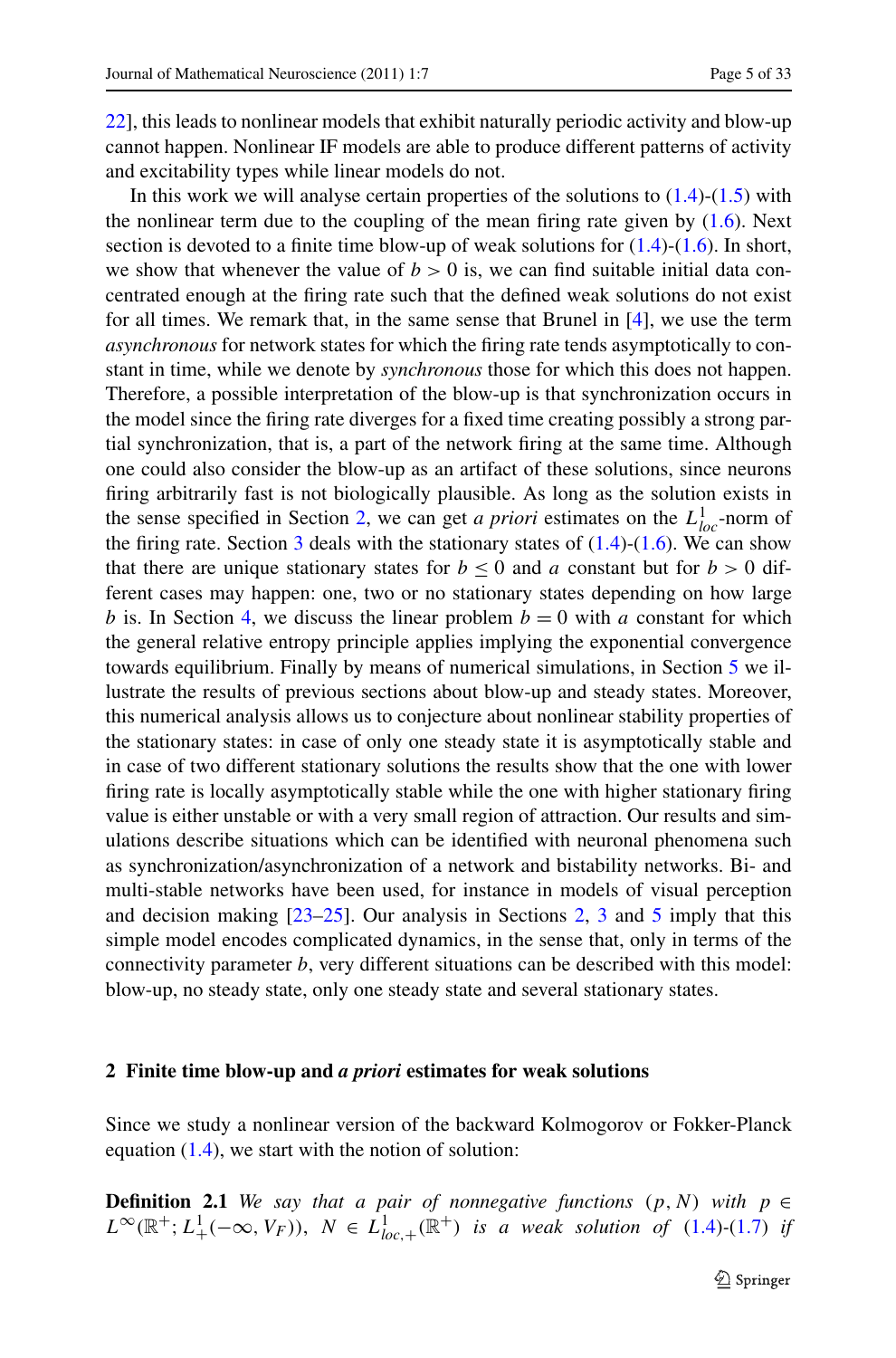22], this leads to nonlinear models that exhibit naturally periodic activity and blow-up cannot happen. Nonlinear IF models are able to produce different patterns of activity and excitability types while linear models do not.

In this work we will analyse certain properties of the solutions to (1.4)-(1.5) with the nonlinear term due to the coupling of the mean firing rate given by (1.6). Next section is devoted to a finite time blow-up of weak solutions for (1.4)-(1.6). In short, we show that whenever the value of $b > 0$ is, we can find suitable initial data concentrated enough at the firing rate such that the defined weak solutions do not exist for all times. We remark that, in the same sense that Brunel in [4], we use the term *asynchronous* for network states for which the firing rate tends asymptotically to constant in time, while we denote by *synchronous* those for which this does not happen. Therefore, a possible interpretation of the blow-up is that synchronization occurs in the model since the firing rate diverges for a fixed time creating possibly a strong partial synchronization, that is, a part of the network firing at the same time. Although one could also consider the blow-up as an artifact of these solutions, since neurons firing arbitrarily fast is not biologically plausible. As long as the solution exists in the sense specified in Section 2, we can get *a priori* estimates on the $L^1_{loc}$-norm of the firing rate. Section 3 deals with the stationary states of (1.4)-(1.6). We can show that there are unique stationary states for $b \le 0$ and $a$ constant but for $b > 0$ different cases may happen: one, two or no stationary states depending on how large $b$ is. In Section 4, we discuss the linear problem $b = 0$ with $a$ constant for which the general relative entropy principle applies implying the exponential convergence towards equilibrium. Finally by means of numerical simulations, in Section 5 we illustrate the results of previous sections about blow-up and steady states. Moreover, this numerical analysis allows us to conjecture about nonlinear stability properties of the stationary states: in case of only one steady state it is asymptotically stable and in case of two different stationary solutions the results show that the one with lower firing rate is locally asymptotically stable while the one with higher stationary firing value is either unstable or with a very small region of attraction. Our results and simulations describe situations which can be identified with neuronal phenomena such as synchronization/asynchronization of a network and bistability networks. Bi- and multi-stable networks have been used, for instance in models of visual perception and decision making [23–25]. Our analysis in Sections 2, 3 and 5 imply that this simple model encodes complicated dynamics, in the sense that, only in terms of the connectivity parameter $b$, very different situations can be described with this model: blow-up, no steady state, only one steady state and several stationary states.

## 2 Finite time blow-up and *a priori* estimates for weak solutions

Since we study a nonlinear version of the backward Kolmogorov or Fokker-Planck equation (1.4), we start with the notion of solution:

**Definition 2.1** *We say that a pair of nonnegative functions* $(p, N)$ *with* $p \in L^\infty(\mathbb{R}^+; L^1_+(-\infty, V_F))$, $N \in L^1_{loc,+}(\mathbb{R}^+)$ *is a weak solution of* (1.4)-(1.7) *if*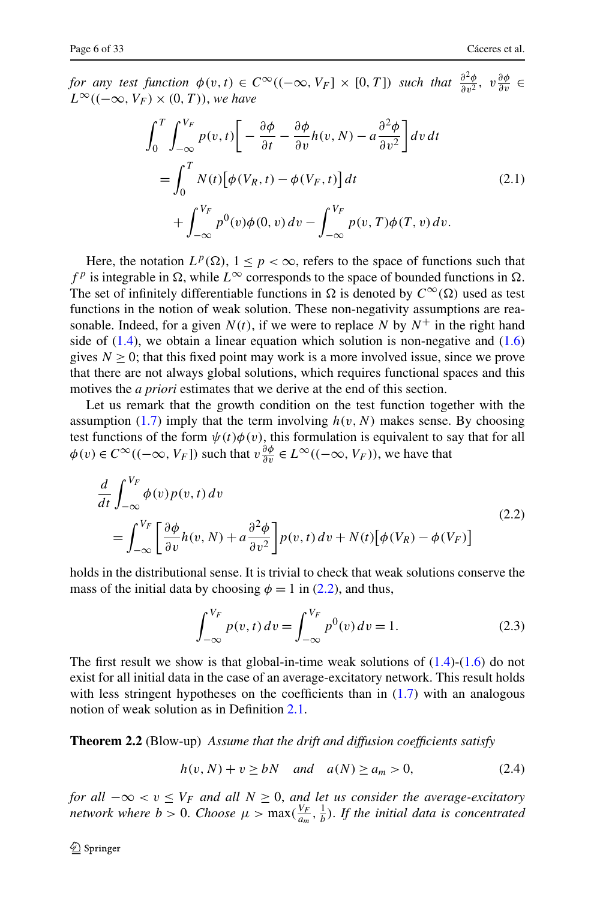*for any test function* $\phi(v,t) \in C^\infty((-\infty, V_F] \times [0,T])$ *such that* $\frac{\partial^2 \phi}{\partial v^2},\ v\frac{\partial \phi}{\partial v} \in L^\infty((-\infty, V_F) \times (0,T))$, *we have*

$$
\begin{aligned}
\int_0^T \int_{-\infty}^{V_F} p(v,t)\left[-\frac{\partial \phi}{\partial t} - \frac{\partial \phi}{\partial v} h(v,N) - a\frac{\partial^2 \phi}{\partial v^2}\right] dv\, dt \\
= \int_0^T N(t)\big[\phi(V_R,t) - \phi(V_F,t)\big]\, dt \\
+ \int_{-\infty}^{V_F} p^0(v)\phi(0,v)\, dv - \int_{-\infty}^{V_F} p(v,T)\phi(T,v)\, dv.
\end{aligned}
\tag{2.1}
$$

Here, the notation $L^p(\Omega)$, $1 \le p < \infty$, refers to the space of functions such that $f^p$ is integrable in $\Omega$, while $L^\infty$ corresponds to the space of bounded functions in $\Omega$. The set of infinitely differentiable functions in $\Omega$ is denoted by $C^\infty(\Omega)$ used as test functions in the notion of weak solution. These non-negativity assumptions are reasonable. Indeed, for a given $N(t)$, if we were to replace $N$ by $N^+$ in the right hand side of (1.4), we obtain a linear equation which solution is non-negative and (1.6) gives $N \ge 0$; that this fixed point may work is a more involved issue, since we prove that there are not always global solutions, which requires functional spaces and this motives the *a priori* estimates that we derive at the end of this section.

Let us remark that the growth condition on the test function together with the assumption (1.7) imply that the term involving $h(v,N)$ makes sense. By choosing test functions of the form $\psi(t)\phi(v)$, this formulation is equivalent to say that for all $\phi(v) \in C^\infty((-\infty, V_F])$ such that $v\frac{\partial \phi}{\partial v} \in L^\infty((-\infty, V_F))$, we have that

$$
\begin{aligned}
\frac{d}{dt}\int_{-\infty}^{V_F} \phi(v)p(v,t)\, dv \\
= \int_{-\infty}^{V_F}\left[\frac{\partial \phi}{\partial v} h(v,N) + a\frac{\partial^2 \phi}{\partial v^2}\right] p(v,t)\, dv + N(t)\big[\phi(V_R) - \phi(V_F)\big]
\end{aligned}
\tag{2.2}
$$

holds in the distributional sense. It is trivial to check that weak solutions conserve the mass of the initial data by choosing $\phi = 1$ in (2.2), and thus,

$$
\int_{-\infty}^{V_F} p(v,t)\, dv = \int_{-\infty}^{V_F} p^0(v)\, dv = 1. \tag{2.3}
$$

The first result we show is that global-in-time weak solutions of (1.4)-(1.6) do not exist for all initial data in the case of an average-excitatory network. This result holds with less stringent hypotheses on the coefficients than in (1.7) with an analogous notion of weak solution as in Definition 2.1.

**Theorem 2.2** (Blow-up) *Assume that the drift and diffusion coefficients satisfy*

$$
h(v,N) + v \ge bN \quad \textit{and} \quad a(N) \ge a_m > 0, \tag{2.4}
$$

*for all* $-\infty < v \le V_F$ *and all* $N \ge 0$, *and let us consider the average-excitatory network where* $b > 0$. *Choose* $\mu > \max(\frac{V_F}{a_m}, \frac{1}{b})$. *If the initial data is concentrated*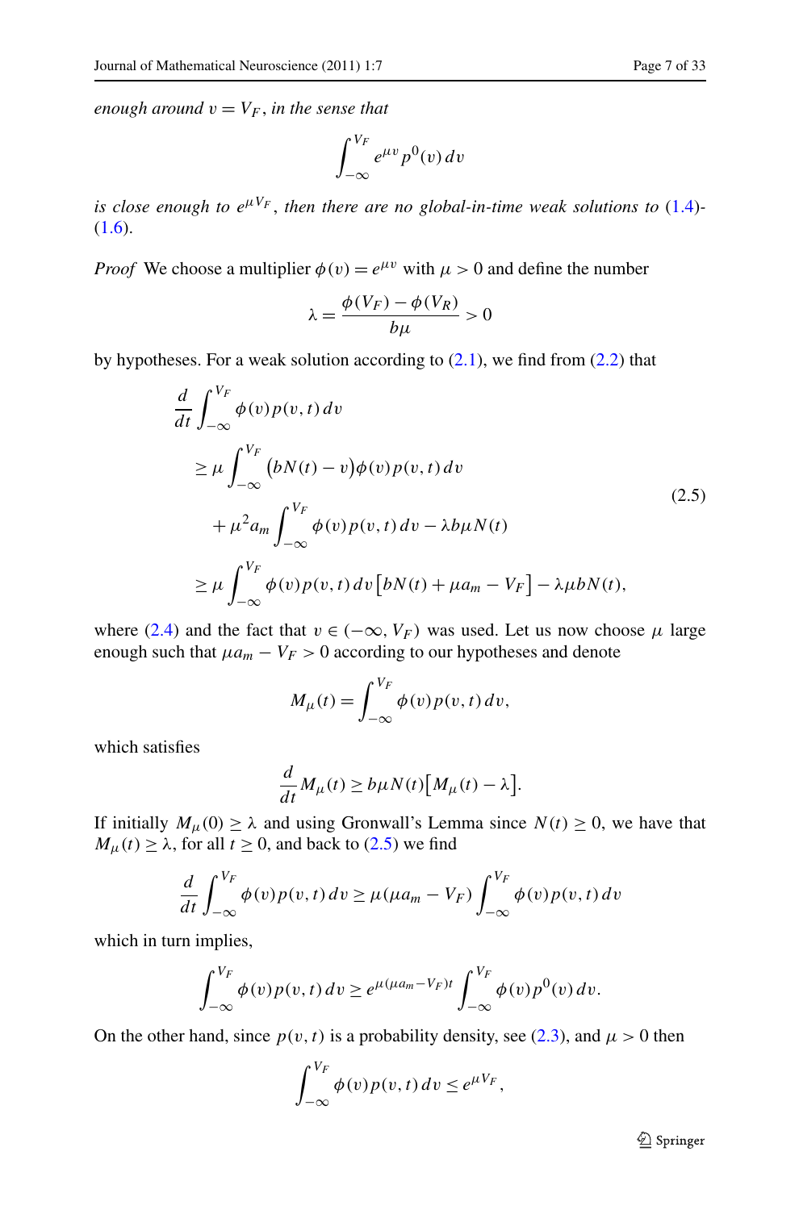*enough around $v = V_F$, in the sense that*

$$\int_{-\infty}^{V_F} e^{\mu v} p^0(v)\, dv$$

*is close enough to $e^{\mu V_F}$, then there are no global-in-time weak solutions to (1.4)-(1.6).*

*Proof* We choose a multiplier $\phi(v) = e^{\mu v}$ with $\mu > 0$ and define the number

$$\lambda = \frac{\phi(V_F) - \phi(V_R)}{b\mu} > 0$$

by hypotheses. For a weak solution according to (2.1), we find from (2.2) that

$$\begin{aligned}
&\frac{d}{dt}\int_{-\infty}^{V_F} \phi(v) p(v,t)\, dv \\
&\quad \geq \mu \int_{-\infty}^{V_F} \big(bN(t) - v\big)\phi(v) p(v,t)\, dv \\
&\qquad + \mu^2 a_m \int_{-\infty}^{V_F} \phi(v) p(v,t)\, dv - \lambda b \mu N(t) \\
&\quad \geq \mu \int_{-\infty}^{V_F} \phi(v) p(v,t)\, dv \big[bN(t) + \mu a_m - V_F\big] - \lambda \mu b N(t),
\end{aligned} \tag{2.5}$$

where (2.4) and the fact that $v \in (-\infty, V_F)$ was used. Let us now choose $\mu$ large enough such that $\mu a_m - V_F > 0$ according to our hypotheses and denote

$$M_\mu(t) = \int_{-\infty}^{V_F} \phi(v) p(v,t)\, dv,$$

which satisfies

$$\frac{d}{dt} M_\mu(t) \geq b\mu N(t)\big[M_\mu(t) - \lambda\big].$$

If initially $M_\mu(0) \geq \lambda$ and using Gronwall's Lemma since $N(t) \geq 0$, we have that $M_\mu(t) \geq \lambda$, for all $t \geq 0$, and back to (2.5) we find

$$\frac{d}{dt}\int_{-\infty}^{V_F} \phi(v) p(v,t)\, dv \geq \mu(\mu a_m - V_F) \int_{-\infty}^{V_F} \phi(v) p(v,t)\, dv$$

which in turn implies,

$$\int_{-\infty}^{V_F} \phi(v) p(v,t)\, dv \geq e^{\mu(\mu a_m - V_F)t} \int_{-\infty}^{V_F} \phi(v) p^0(v)\, dv.$$

On the other hand, since $p(v,t)$ is a probability density, see (2.3), and $\mu > 0$ then

$$\int_{-\infty}^{V_F} \phi(v) p(v,t)\, dv \leq e^{\mu V_F},$$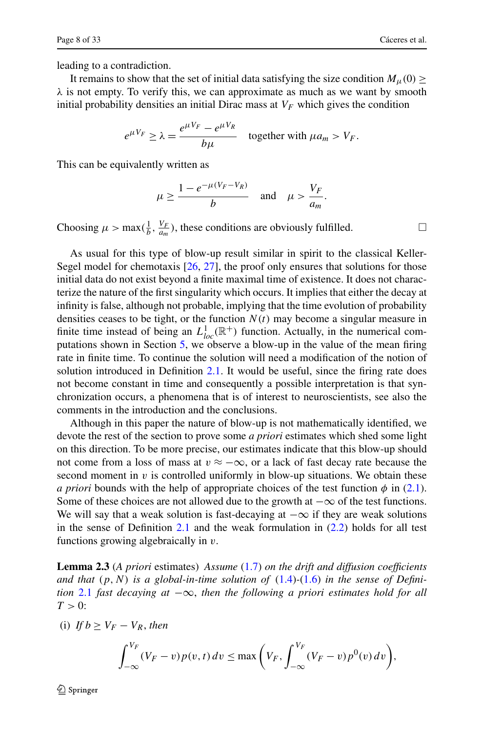leading to a contradiction.

It remains to show that the set of initial data satisfying the size condition $M_\mu(0) \geq \lambda$ is not empty. To verify this, we can approximate as much as we want by smooth initial probability densities an initial Dirac mass at $V_F$ which gives the condition

$$e^{\mu V_F} \geq \lambda = \frac{e^{\mu V_F} - e^{\mu V_R}}{b\mu} \quad \text{together with } \mu a_m > V_F.$$

This can be equivalently written as

$$\mu \geq \frac{1 - e^{-\mu(V_F - V_R)}}{b} \quad \text{and} \quad \mu > \frac{V_F}{a_m}.$$

Choosing $\mu > \max(\frac{1}{b}, \frac{V_F}{a_m})$, these conditions are obviously fulfilled. □

As usual for this type of blow-up result similar in spirit to the classical Keller-Segel model for chemotaxis [26, 27], the proof only ensures that solutions for those initial data do not exist beyond a finite maximal time of existence. It does not characterize the nature of the first singularity which occurs. It implies that either the decay at infinity is false, although not probable, implying that the time evolution of probability densities ceases to be tight, or the function $N(t)$ may become a singular measure in finite time instead of being an $L^1_{loc}(\mathbb{R}^+)$ function. Actually, in the numerical computations shown in Section 5, we observe a blow-up in the value of the mean firing rate in finite time. To continue the solution will need a modification of the notion of solution introduced in Definition 2.1. It would be useful, since the firing rate does not become constant in time and consequently a possible interpretation is that synchronization occurs, a phenomena that is of interest to neuroscientists, see also the comments in the introduction and the conclusions.

Although in this paper the nature of blow-up is not mathematically identified, we devote the rest of the section to prove some *a priori* estimates which shed some light on this direction. To be more precise, our estimates indicate that this blow-up should not come from a loss of mass at $v \approx -\infty$, or a lack of fast decay rate because the second moment in $v$ is controlled uniformly in blow-up situations. We obtain these *a priori* bounds with the help of appropriate choices of the test function $\phi$ in (2.1). Some of these choices are not allowed due to the growth at $-\infty$ of the test functions. We will say that a weak solution is fast-decaying at $-\infty$ if they are weak solutions in the sense of Definition 2.1 and the weak formulation in (2.2) holds for all test functions growing algebraically in $v$.

**Lemma 2.3** (*A priori* estimates) *Assume* (1.7) *on the drift and diffusion coefficients and that* $(p, N)$ *is a global-in-time solution of* (1.4)-(1.6) *in the sense of Definition* 2.1 *fast decaying at* $-\infty$, *then the following a priori estimates hold for all* $T > 0$:

(i) *If* $b \geq V_F - V_R$, *then*

$$\int_{-\infty}^{V_F} (V_F - v) p(v,t)\, dv \leq \max\left(V_F, \int_{-\infty}^{V_F} (V_F - v) p^0(v)\, dv\right),$$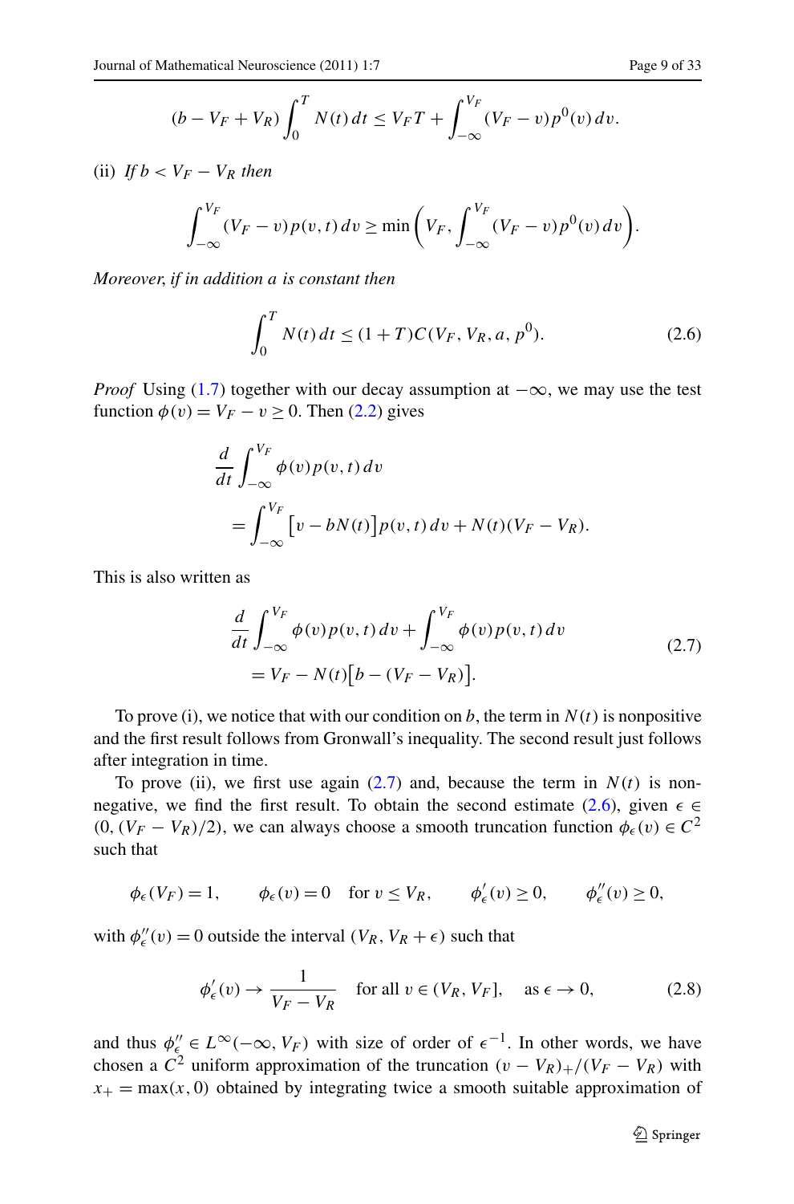$$(b - V_F + V_R)\int_0^T N(t)\,dt \le V_F T + \int_{-\infty}^{V_F}(V_F - v)p^0(v)\,dv.$$

(ii) *If* $b < V_F - V_R$ *then*

$$\int_{-\infty}^{V_F}(V_F - v)p(v,t)\,dv \ge \min\left(V_F, \int_{-\infty}^{V_F}(V_F - v)p^0(v)\,dv\right).$$

*Moreover, if in addition a is constant then*

$$\int_0^T N(t)\,dt \le (1+T)C(V_F, V_R, a, p^0). \tag{2.6}$$

*Proof* Using (1.7) together with our decay assumption at $-\infty$, we may use the test function $\phi(v) = V_F - v \ge 0$. Then (2.2) gives

$$\begin{aligned}
&\frac{d}{dt}\int_{-\infty}^{V_F}\phi(v)p(v,t)\,dv \\
&\quad = \int_{-\infty}^{V_F}\big[v - bN(t)\big]p(v,t)\,dv + N(t)(V_F - V_R).
\end{aligned}$$

This is also written as

$$\begin{aligned}
&\frac{d}{dt}\int_{-\infty}^{V_F}\phi(v)p(v,t)\,dv + \int_{-\infty}^{V_F}\phi(v)p(v,t)\,dv \\
&\quad = V_F - N(t)\big[b - (V_F - V_R)\big].
\end{aligned} \tag{2.7}$$

To prove (i), we notice that with our condition on $b$, the term in $N(t)$ is nonpositive and the first result follows from Gronwall's inequality. The second result just follows after integration in time.

To prove (ii), we first use again (2.7) and, because the term in $N(t)$ is nonnegative, we find the first result. To obtain the second estimate (2.6), given $\epsilon \in (0, (V_F - V_R)/2)$, we can always choose a smooth truncation function $\phi_\epsilon(v) \in C^2$ such that

$$\phi_\epsilon(V_F) = 1, \qquad \phi_\epsilon(v) = 0 \quad \text{for } v \le V_R, \qquad \phi_\epsilon'(v) \ge 0, \qquad \phi_\epsilon''(v) \ge 0,$$

with $\phi_\epsilon''(v) = 0$ outside the interval $(V_R, V_R + \epsilon)$ such that

$$\phi_\epsilon'(v) \to \frac{1}{V_F - V_R} \quad \text{for all } v \in (V_R, V_F], \quad \text{as } \epsilon \to 0, \tag{2.8}$$

and thus $\phi_\epsilon'' \in L^\infty(-\infty, V_F)$ with size of order of $\epsilon^{-1}$. In other words, we have chosen a $C^2$ uniform approximation of the truncation $(v - V_R)_+/(V_F - V_R)$ with $x_+ = \max(x, 0)$ obtained by integrating twice a smooth suitable approximation of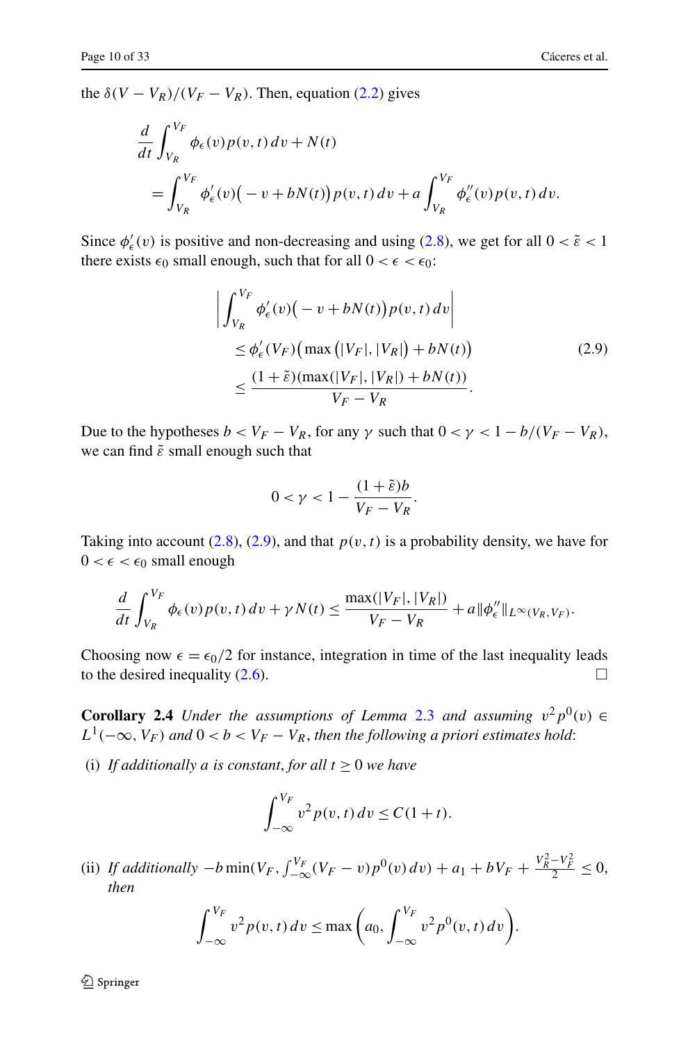the $\delta(V - V_R)/(V_F - V_R)$. Then, equation (2.2) gives

$$\frac{d}{dt}\int_{V_R}^{V_F} \phi_\epsilon(v) p(v,t)\, dv + N(t)$$
$$= \int_{V_R}^{V_F} \phi'_\epsilon(v)\big(-v + bN(t)\big) p(v,t)\, dv + a\int_{V_R}^{V_F} \phi''_\epsilon(v) p(v,t)\, dv.$$

Since $\phi'_\epsilon(v)$ is positive and non-decreasing and using (2.8), we get for all $0 < \tilde{\varepsilon} < 1$ there exists $\epsilon_0$ small enough, such that for all $0 < \epsilon < \epsilon_0$:

$$\begin{aligned}
&\left|\int_{V_R}^{V_F} \phi'_\epsilon(v)\big(-v + bN(t)\big) p(v,t)\, dv\right| \\
&\quad \le \phi'_\epsilon(V_F)\big(\max\big(|V_F|, |V_R|\big) + bN(t)\big) \\
&\quad \le \frac{(1+\tilde{\varepsilon})(\max(|V_F|, |V_R|) + bN(t))}{V_F - V_R}.
\end{aligned} \tag{2.9}$$

Due to the hypotheses $b < V_F - V_R$, for any $\gamma$ such that $0 < \gamma < 1 - b/(V_F - V_R)$, we can find $\tilde{\varepsilon}$ small enough such that

$$0 < \gamma < 1 - \frac{(1+\tilde{\varepsilon})b}{V_F - V_R}.$$

Taking into account (2.8), (2.9), and that $p(v,t)$ is a probability density, we have for $0 < \epsilon < \epsilon_0$ small enough

$$\frac{d}{dt}\int_{V_R}^{V_F} \phi_\epsilon(v) p(v,t)\, dv + \gamma N(t) \le \frac{\max(|V_F|, |V_R|)}{V_F - V_R} + a\|\phi''_\epsilon\|_{L^\infty(V_R,V_F)}.$$

Choosing now $\epsilon = \epsilon_0/2$ for instance, integration in time of the last inequality leads to the desired inequality (2.6). □

**Corollary 2.4** *Under the assumptions of Lemma 2.3 and assuming $v^2 p^0(v) \in L^1(-\infty, V_F)$ and $0 < b < V_F - V_R$, then the following a priori estimates hold*:

(i) *If additionally $a$ is constant, for all $t \ge 0$ we have*

$$\int_{-\infty}^{V_F} v^2 p(v,t)\, dv \le C(1+t).$$

(ii) *If additionally $-b\min(V_F, \int_{-\infty}^{V_F}(V_F - v)p^0(v)\, dv) + a_1 + bV_F + \frac{V_R^2 - V_F^2}{2} \le 0$, then*

$$\int_{-\infty}^{V_F} v^2 p(v,t)\, dv \le \max\left(a_0, \int_{-\infty}^{V_F} v^2 p^0(v,t)\, dv\right).$$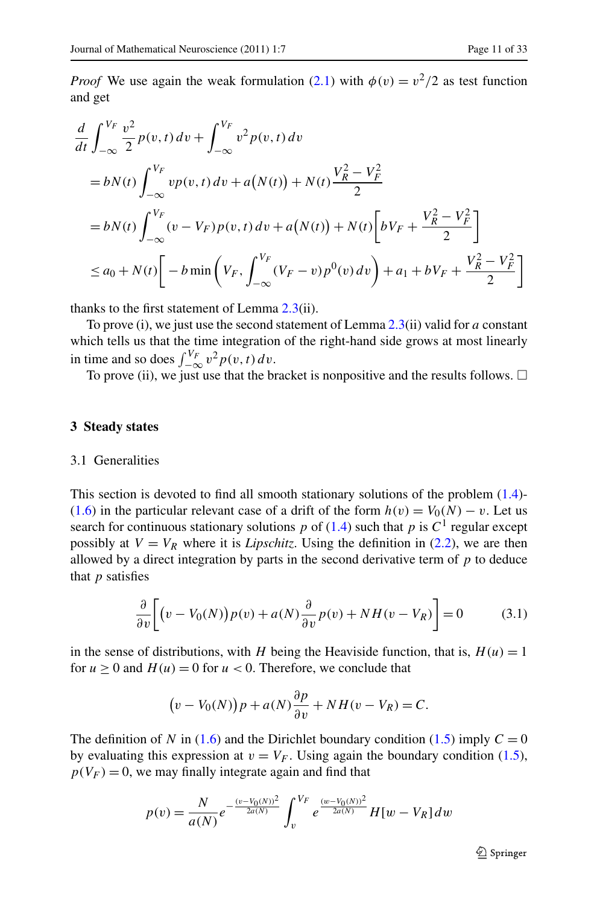*Proof* We use again the weak formulation (2.1) with $\phi(v) = v^2/2$ as test function and get

$$
\begin{aligned}
&\frac{d}{dt}\int_{-\infty}^{V_F} \frac{v^2}{2} p(v,t)\,dv + \int_{-\infty}^{V_F} v^2 p(v,t)\,dv \\
&= bN(t)\int_{-\infty}^{V_F} v p(v,t)\,dv + a\big(N(t)\big) + N(t)\frac{V_R^2 - V_F^2}{2} \\
&= bN(t)\int_{-\infty}^{V_F} (v - V_F) p(v,t)\,dv + a\big(N(t)\big) + N(t)\left[bV_F + \frac{V_R^2 - V_F^2}{2}\right] \\
&\le a_0 + N(t)\left[-b\min\left(V_F, \int_{-\infty}^{V_F}(V_F - v)p^0(v)\,dv\right) + a_1 + bV_F + \frac{V_R^2 - V_F^2}{2}\right]
\end{aligned}
$$

thanks to the first statement of Lemma 2.3(ii).

To prove (i), we just use the second statement of Lemma 2.3(ii) valid for $a$ constant which tells us that the time integration of the right-hand side grows at most linearly in time and so does $\int_{-\infty}^{V_F} v^2 p(v,t)\,dv$.

To prove (ii), we just use that the bracket is nonpositive and the results follows. □

## 3 Steady states

### 3.1 Generalities

This section is devoted to find all smooth stationary solutions of the problem (1.4)-(1.6) in the particular relevant case of a drift of the form $h(v) = V_0(N) - v$. Let us search for continuous stationary solutions $p$ of (1.4) such that $p$ is $C^1$ regular except possibly at $V = V_R$ where it is *Lipschitz*. Using the definition in (2.2), we are then allowed by a direct integration by parts in the second derivative term of $p$ to deduce that $p$ satisfies

$$
\frac{\partial}{\partial v}\left[\big(v - V_0(N)\big)p(v) + a(N)\frac{\partial}{\partial v}p(v) + NH(v - V_R)\right] = 0 \tag{3.1}
$$

in the sense of distributions, with $H$ being the Heaviside function, that is, $H(u) = 1$ for $u \ge 0$ and $H(u) = 0$ for $u < 0$. Therefore, we conclude that

$$
\big(v - V_0(N)\big)p + a(N)\frac{\partial p}{\partial v} + NH(v - V_R) = C.
$$

The definition of $N$ in (1.6) and the Dirichlet boundary condition (1.5) imply $C = 0$ by evaluating this expression at $v = V_F$. Using again the boundary condition (1.5), $p(V_F) = 0$, we may finally integrate again and find that

$$
p(v) = \frac{N}{a(N)} e^{-\frac{(v - V_0(N))^2}{2a(N)}} \int_v^{V_F} e^{\frac{(w - V_0(N))^2}{2a(N)}} H[w - V_R]\,dw
$$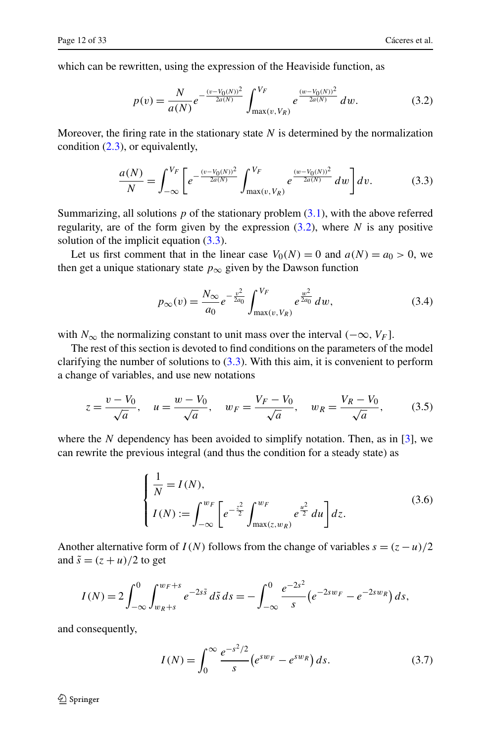which can be rewritten, using the expression of the Heaviside function, as

$$p(v) = \frac{N}{a(N)} e^{-\frac{(v-V_0(N))^2}{2a(N)}} \int_{\max(v,V_R)}^{V_F} e^{\frac{(w-V_0(N))^2}{2a(N)}} \, dw. \tag{3.2}$$

Moreover, the firing rate in the stationary state $N$ is determined by the normalization condition (2.3), or equivalently,

$$\frac{a(N)}{N} = \int_{-\infty}^{V_F} \left[ e^{-\frac{(v-V_0(N))^2}{2a(N)}} \int_{\max(v,V_R)}^{V_F} e^{\frac{(w-V_0(N))^2}{2a(N)}} \, dw \right] dv. \tag{3.3}$$

Summarizing, all solutions $p$ of the stationary problem (3.1), with the above referred regularity, are of the form given by the expression (3.2), where $N$ is any positive solution of the implicit equation (3.3).

Let us first comment that in the linear case $V_0(N) = 0$ and $a(N) = a_0 > 0$, we then get a unique stationary state $p_\infty$ given by the Dawson function

$$p_\infty(v) = \frac{N_\infty}{a_0} e^{-\frac{v^2}{2a_0}} \int_{\max(v,V_R)}^{V_F} e^{\frac{w^2}{2a_0}} \, dw, \tag{3.4}$$

with $N_\infty$ the normalizing constant to unit mass over the interval $(-\infty, V_F]$.

The rest of this section is devoted to find conditions on the parameters of the model clarifying the number of solutions to (3.3). With this aim, it is convenient to perform a change of variables, and use new notations

$$z = \frac{v - V_0}{\sqrt{a}}, \quad u = \frac{w - V_0}{\sqrt{a}}, \quad w_F = \frac{V_F - V_0}{\sqrt{a}}, \quad w_R = \frac{V_R - V_0}{\sqrt{a}}, \tag{3.5}$$

where the $N$ dependency has been avoided to simplify notation. Then, as in [3], we can rewrite the previous integral (and thus the condition for a steady state) as

$$\begin{cases} \dfrac{1}{N} = I(N), \\ I(N) := \displaystyle\int_{-\infty}^{w_F} \left[ e^{-\frac{z^2}{2}} \int_{\max(z,w_R)}^{w_F} e^{\frac{u^2}{2}} \, du \right] dz. \end{cases} \tag{3.6}$$

Another alternative form of $I(N)$ follows from the change of variables $s = (z-u)/2$ and $\tilde{s} = (z+u)/2$ to get

$$I(N) = 2 \int_{-\infty}^{0} \int_{w_R+s}^{w_F+s} e^{-2s\tilde{s}} \, d\tilde{s} \, ds = -\int_{-\infty}^{0} \frac{e^{-2s^2}}{s} \left( e^{-2sw_F} - e^{-2sw_R} \right) ds,$$

and consequently,

$$I(N) = \int_{0}^{\infty} \frac{e^{-s^2/2}}{s} \left( e^{sw_F} - e^{sw_R} \right) ds. \tag{3.7}$$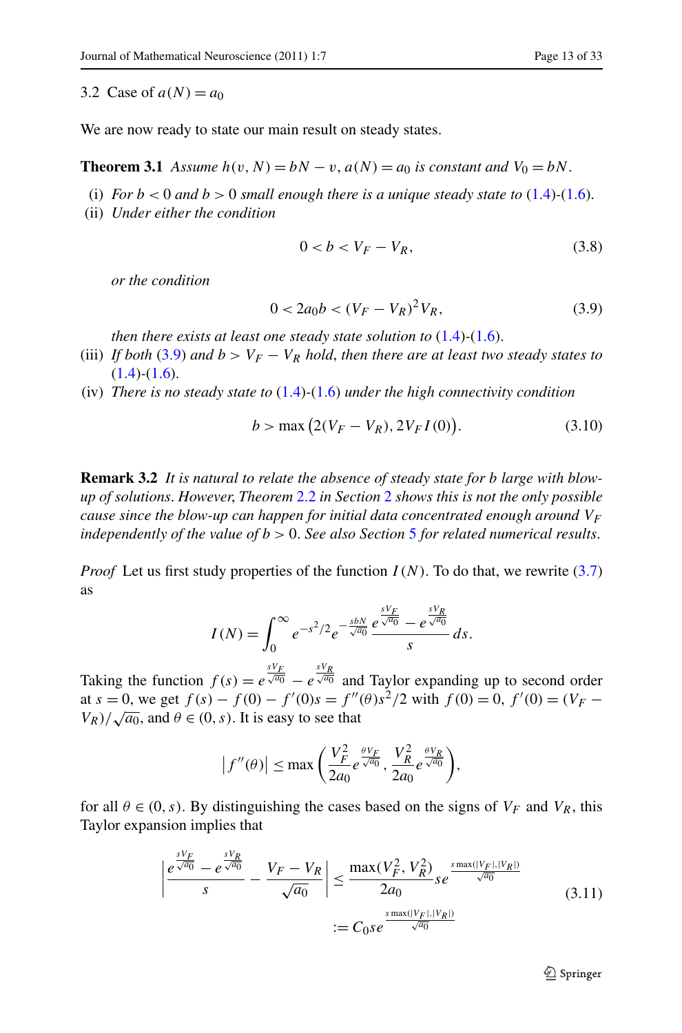### 3.2 Case of $a(N) = a_0$

We are now ready to state our main result on steady states.

**Theorem 3.1** *Assume $h(v, N) = bN - v$, $a(N) = a_0$ is constant and $V_0 = bN$.*

(i) *For $b < 0$ and $b > 0$ small enough there is a unique steady state to (1.4)-(1.6).*

(ii) *Under either the condition*

$$0 < b < V_F - V_R, \tag{3.8}$$

*or the condition*

$$0 < 2a_0 b < (V_F - V_R)^2 V_R, \tag{3.9}$$

*then there exists at least one steady state solution to (1.4)-(1.6).*

(iii) *If both (3.9) and $b > V_F - V_R$ hold, then there are at least two steady states to (1.4)-(1.6).*

(iv) *There is no steady state to (1.4)-(1.6) under the high connectivity condition*

$$b > \max\big(2(V_F - V_R), 2V_F I(0)\big). \tag{3.10}$$

**Remark 3.2** *It is natural to relate the absence of steady state for b large with blow-up of solutions. However, Theorem 2.2 in Section 2 shows this is not the only possible cause since the blow-up can happen for initial data concentrated enough around $V_F$ independently of the value of $b > 0$. See also Section 5 for related numerical results.*

*Proof* Let us first study properties of the function $I(N)$. To do that, we rewrite (3.7) as

$$I(N) = \int_0^\infty e^{-s^2/2} e^{-\frac{sbN}{\sqrt{a_0}}} \frac{e^{\frac{sV_F}{\sqrt{a_0}}} - e^{\frac{sV_R}{\sqrt{a_0}}}}{s} \, ds.$$

Taking the function $f(s) = e^{\frac{sV_F}{\sqrt{a_0}}} - e^{\frac{sV_R}{\sqrt{a_0}}}$ and Taylor expanding up to second order at $s = 0$, we get $f(s) - f(0) - f'(0)s = f''(\theta)s^2/2$ with $f(0) = 0$, $f'(0) = (V_F - V_R)/\sqrt{a_0}$, and $\theta \in (0, s)$. It is easy to see that

$$\big|f''(\theta)\big| \le \max\left(\frac{V_F^2}{2a_0} e^{\frac{\theta V_F}{\sqrt{a_0}}}, \frac{V_R^2}{2a_0} e^{\frac{\theta V_R}{\sqrt{a_0}}}\right),$$

for all $\theta \in (0, s)$. By distinguishing the cases based on the signs of $V_F$ and $V_R$, this Taylor expansion implies that

$$\begin{aligned}
\left|\frac{e^{\frac{sV_F}{\sqrt{a_0}}} - e^{\frac{sV_R}{\sqrt{a_0}}}}{s} - \frac{V_F - V_R}{\sqrt{a_0}}\right| &\le \frac{\max(V_F^2, V_R^2)}{2a_0} s e^{\frac{s\max(|V_F|,|V_R|)}{\sqrt{a_0}}} \\
&:= C_0 s e^{\frac{s\max(|V_F|,|V_R|)}{\sqrt{a_0}}}
\end{aligned} \tag{3.11}$$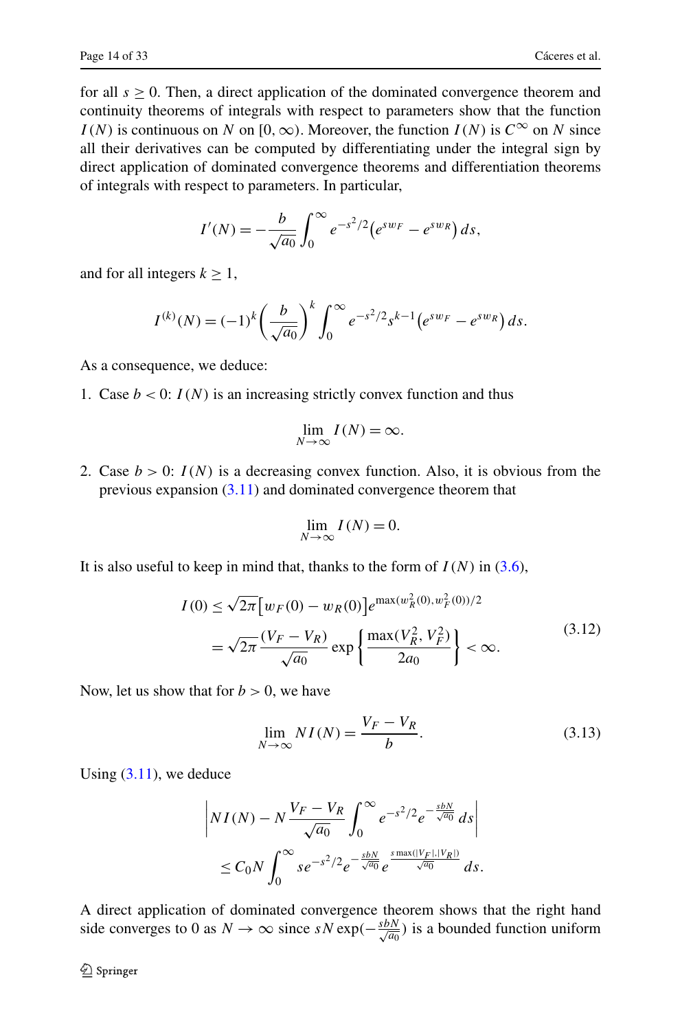for all $s \geq 0$. Then, a direct application of the dominated convergence theorem and continuity theorems of integrals with respect to parameters show that the function $I(N)$ is continuous on $N$ on $[0, \infty)$. Moreover, the function $I(N)$ is $C^\infty$ on $N$ since all their derivatives can be computed by differentiating under the integral sign by direct application of dominated convergence theorems and differentiation theorems of integrals with respect to parameters. In particular,

$$I'(N) = -\frac{b}{\sqrt{a_0}} \int_0^\infty e^{-s^2/2} \left(e^{s w_F} - e^{s w_R}\right) ds,$$

and for all integers $k \geq 1$,

$$I^{(k)}(N) = (-1)^k \left(\frac{b}{\sqrt{a_0}}\right)^k \int_0^\infty e^{-s^2/2} s^{k-1} \left(e^{s w_F} - e^{s w_R}\right) ds.$$

As a consequence, we deduce:

1. Case $b < 0$: $I(N)$ is an increasing strictly convex function and thus

$$\lim_{N \to \infty} I(N) = \infty.$$

2. Case $b > 0$: $I(N)$ is a decreasing convex function. Also, it is obvious from the previous expansion (3.11) and dominated convergence theorem that

$$\lim_{N \to \infty} I(N) = 0.$$

It is also useful to keep in mind that, thanks to the form of $I(N)$ in (3.6),

$$\begin{aligned} I(0) &\leq \sqrt{2\pi} \left[ w_F(0) - w_R(0) \right] e^{\max(w_R^2(0), w_F^2(0))/2} \\ &= \sqrt{2\pi} \frac{(V_F - V_R)}{\sqrt{a_0}} \exp\left\{ \frac{\max(V_R^2, V_F^2)}{2a_0} \right\} < \infty. \end{aligned} \tag{3.12}$$

Now, let us show that for $b > 0$, we have

$$\lim_{N \to \infty} N I(N) = \frac{V_F - V_R}{b}. \tag{3.13}$$

Using (3.11), we deduce

$$\begin{aligned} &\left| N I(N) - N \frac{V_F - V_R}{\sqrt{a_0}} \int_0^\infty e^{-s^2/2} e^{-\frac{sbN}{\sqrt{a_0}}} ds \right| \\ &\quad \leq C_0 N \int_0^\infty s e^{-s^2/2} e^{-\frac{sbN}{\sqrt{a_0}}} e^{\frac{s \max(|V_F|, |V_R|)}{\sqrt{a_0}}} ds. \end{aligned}$$

A direct application of dominated convergence theorem shows that the right hand side converges to 0 as $N \to \infty$ since $sN \exp(-\frac{sbN}{\sqrt{a_0}})$ is a bounded function uniform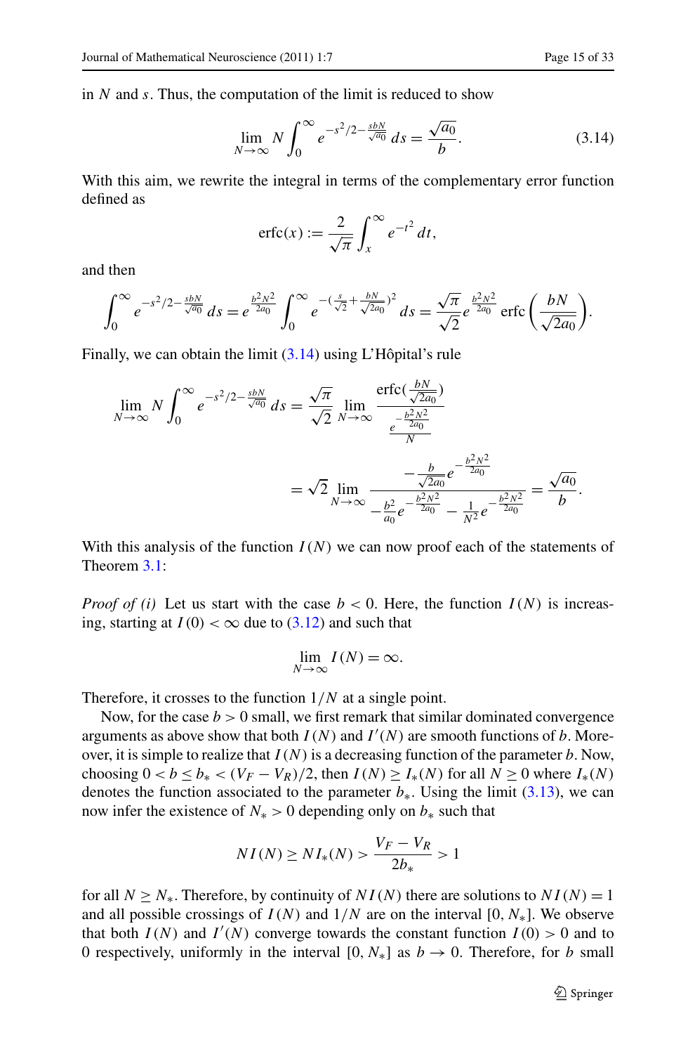in $N$ and $s$. Thus, the computation of the limit is reduced to show

$$\lim_{N\to\infty} N \int_0^\infty e^{-s^2/2 - \frac{sbN}{\sqrt{a_0}}}\, ds = \frac{\sqrt{a_0}}{b}. \tag{3.14}$$

With this aim, we rewrite the integral in terms of the complementary error function defined as

$$\operatorname{erfc}(x) := \frac{2}{\sqrt{\pi}} \int_x^\infty e^{-t^2}\, dt,$$

and then

$$\int_0^\infty e^{-s^2/2 - \frac{sbN}{\sqrt{a_0}}}\, ds = e^{\frac{b^2N^2}{2a_0}} \int_0^\infty e^{-(\frac{s}{\sqrt{2}} + \frac{bN}{\sqrt{2a_0}})^2}\, ds = \frac{\sqrt{\pi}}{\sqrt{2}} e^{\frac{b^2N^2}{2a_0}} \operatorname{erfc}\left(\frac{bN}{\sqrt{2a_0}}\right).$$

Finally, we can obtain the limit (3.14) using L'Hôpital's rule

$$\begin{aligned}
\lim_{N\to\infty} N \int_0^\infty e^{-s^2/2 - \frac{sbN}{\sqrt{a_0}}}\, ds &= \frac{\sqrt{\pi}}{\sqrt{2}} \lim_{N\to\infty} \frac{\operatorname{erfc}(\frac{bN}{\sqrt{2a_0}})}{\frac{e^{-\frac{b^2N^2}{2a_0}}}{N}} \\
&= \sqrt{2} \lim_{N\to\infty} \frac{-\frac{b}{\sqrt{2a_0}} e^{-\frac{b^2N^2}{2a_0}}}{-\frac{b^2}{a_0} e^{-\frac{b^2N^2}{2a_0}} - \frac{1}{N^2} e^{-\frac{b^2N^2}{2a_0}}} = \frac{\sqrt{a_0}}{b}.
\end{aligned}$$

With this analysis of the function $I(N)$ we can now proof each of the statements of Theorem 3.1:

*Proof of (i)* Let us start with the case $b < 0$. Here, the function $I(N)$ is increasing, starting at $I(0) < \infty$ due to (3.12) and such that

$$\lim_{N\to\infty} I(N) = \infty.$$

Therefore, it crosses to the function $1/N$ at a single point.

Now, for the case $b > 0$ small, we first remark that similar dominated convergence arguments as above show that both $I(N)$ and $I'(N)$ are smooth functions of $b$. Moreover, it is simple to realize that $I(N)$ is a decreasing function of the parameter $b$. Now, choosing $0 < b \le b_* < (V_F - V_R)/2$, then $I(N) \ge I_*(N)$ for all $N \ge 0$ where $I_*(N)$ denotes the function associated to the parameter $b_*$. Using the limit (3.13), we can now infer the existence of $N_* > 0$ depending only on $b_*$ such that

$$N I(N) \ge N I_*(N) > \frac{V_F - V_R}{2b_*} > 1$$

for all $N \ge N_*$. Therefore, by continuity of $NI(N)$ there are solutions to $NI(N) = 1$ and all possible crossings of $I(N)$ and $1/N$ are on the interval $[0, N_*]$. We observe that both $I(N)$ and $I'(N)$ converge towards the constant function $I(0) > 0$ and to $0$ respectively, uniformly in the interval $[0, N_*]$ as $b \to 0$. Therefore, for $b$ small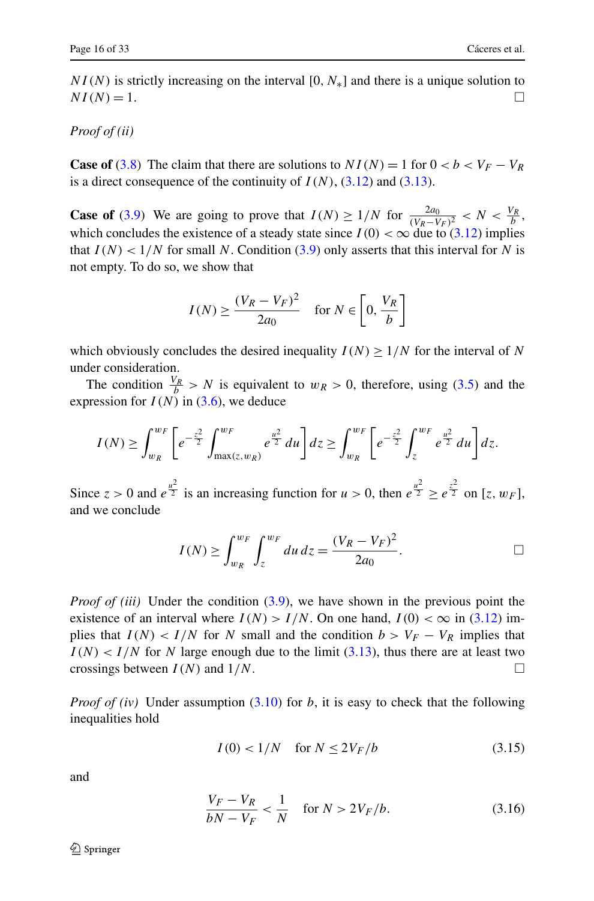$NI(N)$ is strictly increasing on the interval $[0, N_*]$ and there is a unique solution to $NI(N) = 1$. □

*Proof of (ii)*

**Case of** (3.8) The claim that there are solutions to $NI(N) = 1$ for $0 < b < V_F - V_R$ is a direct consequence of the continuity of $I(N)$, (3.12) and (3.13).

**Case of** (3.9) We are going to prove that $I(N) \geq 1/N$ for $\frac{2a_0}{(V_R - V_F)^2} < N < \frac{V_R}{b}$, which concludes the existence of a steady state since $I(0) < \infty$ due to (3.12) implies that $I(N) < 1/N$ for small $N$. Condition (3.9) only asserts that this interval for $N$ is not empty. To do so, we show that

$$I(N) \geq \frac{(V_R - V_F)^2}{2a_0} \quad \text{for } N \in \left[0, \frac{V_R}{b}\right]$$

which obviously concludes the desired inequality $I(N) \geq 1/N$ for the interval of $N$ under consideration.

The condition $\frac{V_R}{b} > N$ is equivalent to $w_R > 0$, therefore, using (3.5) and the expression for $I(N)$ in (3.6), we deduce

$$I(N) \geq \int_{w_R}^{w_F} \left[ e^{-\frac{z^2}{2}} \int_{\max(z, w_R)}^{w_F} e^{\frac{u^2}{2}} \, du \right] dz \geq \int_{w_R}^{w_F} \left[ e^{-\frac{z^2}{2}} \int_{z}^{w_F} e^{\frac{u^2}{2}} \, du \right] dz.$$

Since $z > 0$ and $e^{\frac{u^2}{2}}$ is an increasing function for $u > 0$, then $e^{\frac{u^2}{2}} \geq e^{\frac{z^2}{2}}$ on $[z, w_F]$, and we conclude

$$I(N) \geq \int_{w_R}^{w_F} \int_{z}^{w_F} du \, dz = \frac{(V_R - V_F)^2}{2a_0}.$$

□

*Proof of (iii)* Under the condition (3.9), we have shown in the previous point the existence of an interval where $I(N) > I/N$. On one hand, $I(0) < \infty$ in (3.12) implies that $I(N) < I/N$ for $N$ small and the condition $b > V_F - V_R$ implies that $I(N) < I/N$ for $N$ large enough due to the limit (3.13), thus there are at least two crossings between $I(N)$ and $1/N$. □

*Proof of (iv)* Under assumption (3.10) for $b$, it is easy to check that the following inequalities hold

$$I(0) < 1/N \quad \text{for } N \leq 2V_F/b \tag{3.15}$$

and

$$\frac{V_F - V_R}{bN - V_F} < \frac{1}{N} \quad \text{for } N > 2V_F/b. \tag{3.16}$$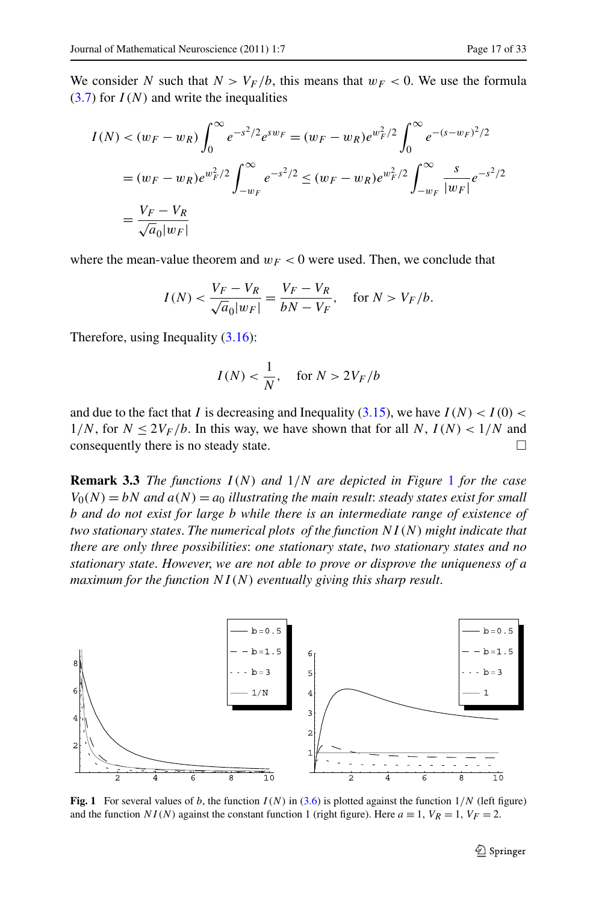We consider $N$ such that $N > V_F/b$, this means that $w_F < 0$. We use the formula (3.7) for $I(N)$ and write the inequalities

$$
\begin{aligned}
I(N) &< (w_F - w_R)\int_0^\infty e^{-s^2/2}e^{sw_F} = (w_F - w_R)e^{w_F^2/2}\int_0^\infty e^{-(s-w_F)^2/2} \\
&= (w_F - w_R)e^{w_F^2/2}\int_{-w_F}^\infty e^{-s^2/2} \le (w_F - w_R)e^{w_F^2/2}\int_{-w_F}^\infty \frac{s}{|w_F|}e^{-s^2/2} \\
&= \frac{V_F - V_R}{\sqrt{a_0}|w_F|}
\end{aligned}
$$

where the mean-value theorem and $w_F < 0$ were used. Then, we conclude that

$$
I(N) < \frac{V_F - V_R}{\sqrt{a_0}|w_F|} = \frac{V_F - V_R}{bN - V_F}, \quad \text{for } N > V_F/b.
$$

Therefore, using Inequality (3.16):

$$
I(N) < \frac{1}{N}, \quad \text{for } N > 2V_F/b
$$

and due to the fact that $I$ is decreasing and Inequality (3.15), we have $I(N) < I(0) < 1/N$, for $N \le 2V_F/b$. In this way, we have shown that for all $N$, $I(N) < 1/N$ and consequently there is no steady state. □

**Remark 3.3** *The functions $I(N)$ and $1/N$ are depicted in Figure 1 for the case $V_0(N) = bN$ and $a(N) = a_0$ illustrating the main result: steady states exist for small $b$ and do not exist for large $b$ while there is an intermediate range of existence of two stationary states. The numerical plots of the function $NI(N)$ might indicate that there are only three possibilities: one stationary state, two stationary states and no stationary state. However, we are not able to prove or disprove the uniqueness of a maximum for the function $NI(N)$ eventually giving this sharp result.*

**Fig. 1** For several values of $b$, the function $I(N)$ in (3.6) is plotted against the function $1/N$ (left figure) and the function $NI(N)$ against the constant function 1 (right figure). Here $a \equiv 1$, $V_R = 1$, $V_F = 2$.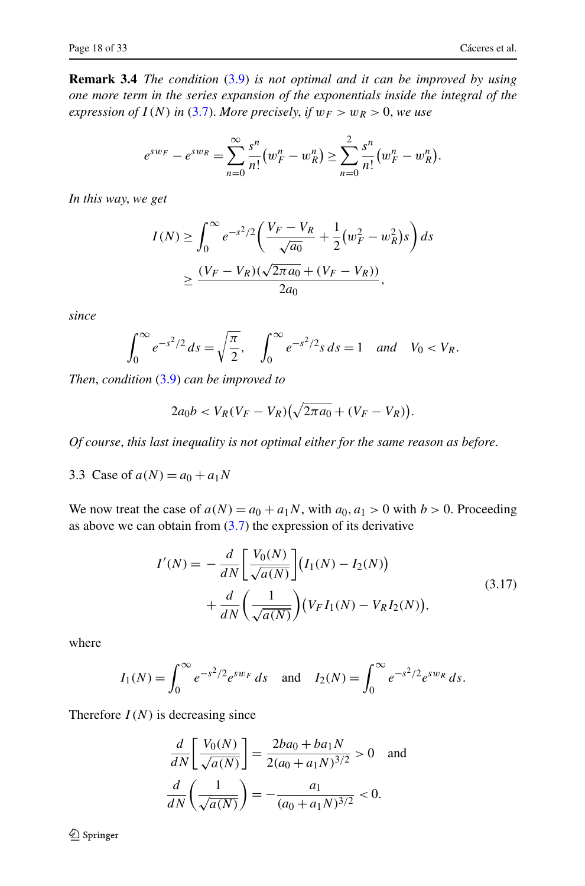**Remark 3.4** *The condition (3.9) is not optimal and it can be improved by using one more term in the series expansion of the exponentials inside the integral of the expression of $I(N)$ in (3.7). More precisely, if $w_F > w_R > 0$, we use*

$$e^{sw_F} - e^{sw_R} = \sum_{n=0}^{\infty} \frac{s^n}{n!}\big(w_F^n - w_R^n\big) \geq \sum_{n=0}^{2} \frac{s^n}{n!}\big(w_F^n - w_R^n\big).$$

*In this way, we get*

$$\begin{aligned} I(N) &\geq \int_0^\infty e^{-s^2/2}\left(\frac{V_F - V_R}{\sqrt{a_0}} + \frac{1}{2}\big(w_F^2 - w_R^2\big)s\right) ds \\ &\geq \frac{(V_F - V_R)(\sqrt{2\pi a_0} + (V_F - V_R))}{2a_0}, \end{aligned}$$

*since*

$$\int_0^\infty e^{-s^2/2}\, ds = \sqrt{\frac{\pi}{2}}, \quad \int_0^\infty e^{-s^2/2} s\, ds = 1 \quad \text{and} \quad V_0 < V_R.$$

*Then, condition (3.9) can be improved to*

$$2a_0 b < V_R(V_F - V_R)\big(\sqrt{2\pi a_0} + (V_F - V_R)\big).$$

*Of course, this last inequality is not optimal either for the same reason as before.*

### 3.3 Case of $a(N) = a_0 + a_1 N$

We now treat the case of $a(N) = a_0 + a_1 N$, with $a_0, a_1 > 0$ with $b > 0$. Proceeding as above we can obtain from (3.7) the expression of its derivative

$$\begin{aligned} I'(N) = &-\frac{d}{dN}\left[\frac{V_0(N)}{\sqrt{a(N)}}\right]\big(I_1(N) - I_2(N)\big) \\ &+ \frac{d}{dN}\left(\frac{1}{\sqrt{a(N)}}\right)\big(V_F I_1(N) - V_R I_2(N)\big), \end{aligned} \tag{3.17}$$

where

$$I_1(N) = \int_0^\infty e^{-s^2/2} e^{sw_F}\, ds \quad \text{and} \quad I_2(N) = \int_0^\infty e^{-s^2/2} e^{sw_R}\, ds.$$

Therefore $I(N)$ is decreasing since

$$\begin{aligned} &\frac{d}{dN}\left[\frac{V_0(N)}{\sqrt{a(N)}}\right] = \frac{2ba_0 + ba_1 N}{2(a_0 + a_1 N)^{3/2}} > 0 \quad \text{and} \\ &\frac{d}{dN}\left(\frac{1}{\sqrt{a(N)}}\right) = -\frac{a_1}{(a_0 + a_1 N)^{3/2}} < 0. \end{aligned}$$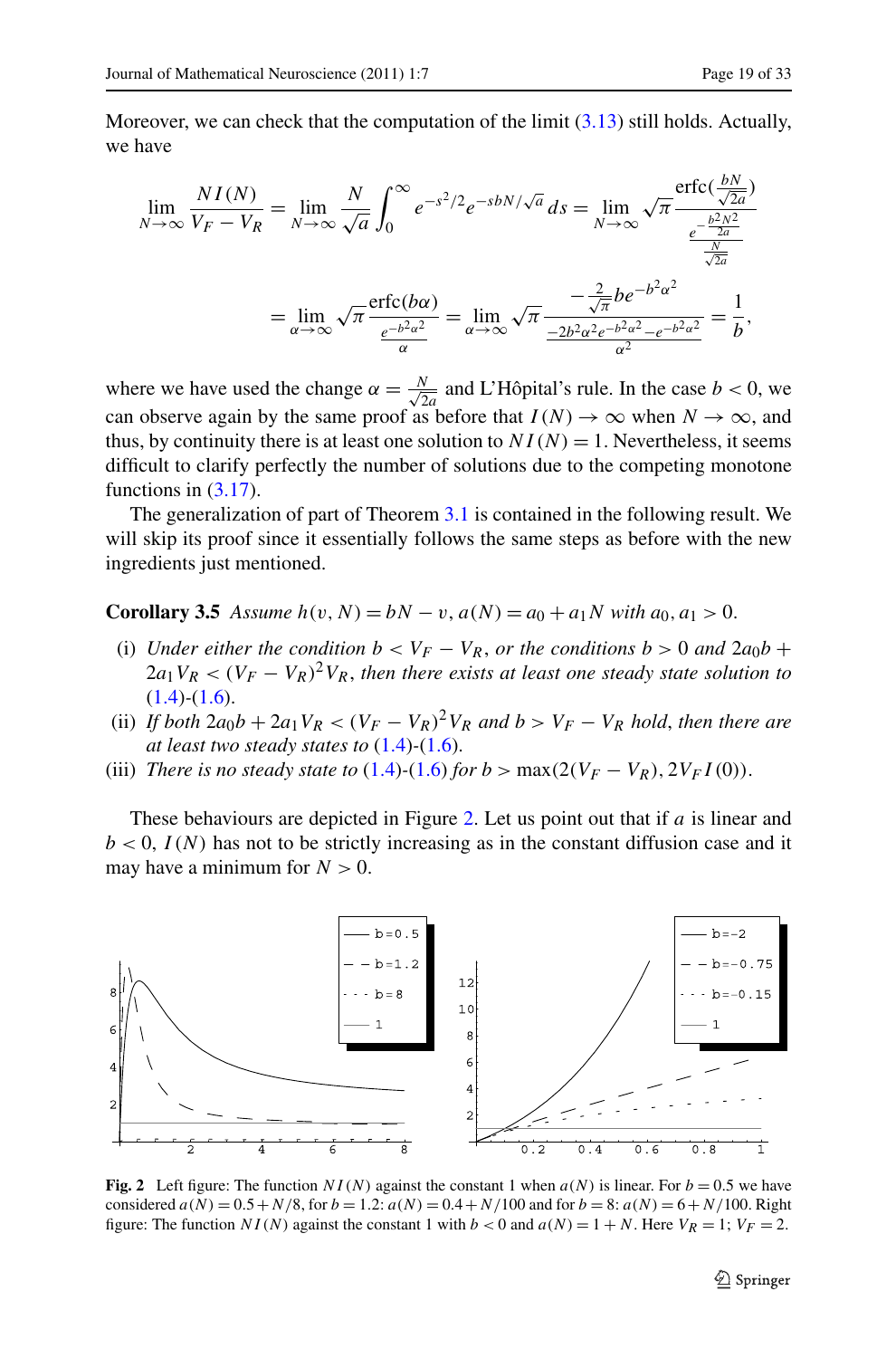Moreover, we can check that the computation of the limit (3.13) still holds. Actually, we have

$$\lim_{N\to\infty} \frac{NI(N)}{V_F - V_R} = \lim_{N\to\infty} \frac{N}{\sqrt{a}} \int_0^\infty e^{-s^2/2} e^{-sbN/\sqrt{a}}\, ds = \lim_{N\to\infty} \sqrt{\pi}\, \frac{\operatorname{erfc}(\frac{bN}{\sqrt{2a}})}{\frac{e^{-\frac{b^2N^2}{2a}}}{\frac{N}{\sqrt{2a}}}}$$

$$= \lim_{\alpha\to\infty} \sqrt{\pi}\, \frac{\operatorname{erfc}(b\alpha)}{\frac{e^{-b^2\alpha^2}}{\alpha}} = \lim_{\alpha\to\infty} \sqrt{\pi}\, \frac{-\frac{2}{\sqrt{\pi}} b e^{-b^2\alpha^2}}{\frac{-2b^2\alpha^2 e^{-b^2\alpha^2} - e^{-b^2\alpha^2}}{\alpha^2}} = \frac{1}{b},$$

where we have used the change $\alpha = \frac{N}{\sqrt{2a}}$ and L'Hôpital's rule. In the case $b < 0$, we can observe again by the same proof as before that $I(N) \to \infty$ when $N \to \infty$, and thus, by continuity there is at least one solution to $NI(N) = 1$. Nevertheless, it seems difficult to clarify perfectly the number of solutions due to the competing monotone functions in (3.17).

The generalization of part of Theorem 3.1 is contained in the following result. We will skip its proof since it essentially follows the same steps as before with the new ingredients just mentioned.

**Corollary 3.5** *Assume $h(v, N) = bN - v$, $a(N) = a_0 + a_1 N$ with $a_0, a_1 > 0$.*

- (i) *Under either the condition $b < V_F - V_R$, or the conditions $b > 0$ and $2a_0 b + 2a_1 V_R < (V_F - V_R)^2 V_R$, then there exists at least one steady state solution to* (1.4)-(1.6).
- (ii) *If both $2a_0 b + 2a_1 V_R < (V_F - V_R)^2 V_R$ and $b > V_F - V_R$ hold, then there are at least two steady states to* (1.4)-(1.6).
- (iii) *There is no steady state to* (1.4)-(1.6) *for $b > \max(2(V_F - V_R), 2V_F I(0))$.*

These behaviours are depicted in Figure 2. Let us point out that if $a$ is linear and $b < 0$, $I(N)$ has not to be strictly increasing as in the constant diffusion case and it may have a minimum for $N > 0$.

**Fig. 2** Left figure: The function $NI(N)$ against the constant 1 when $a(N)$ is linear. For $b = 0.5$ we have considered $a(N) = 0.5 + N/8$, for $b = 1.2$: $a(N) = 0.4 + N/100$ and for $b = 8$: $a(N) = 6 + N/100$. Right figure: The function $NI(N)$ against the constant 1 with $b < 0$ and $a(N) = 1 + N$. Here $V_R = 1$; $V_F = 2$.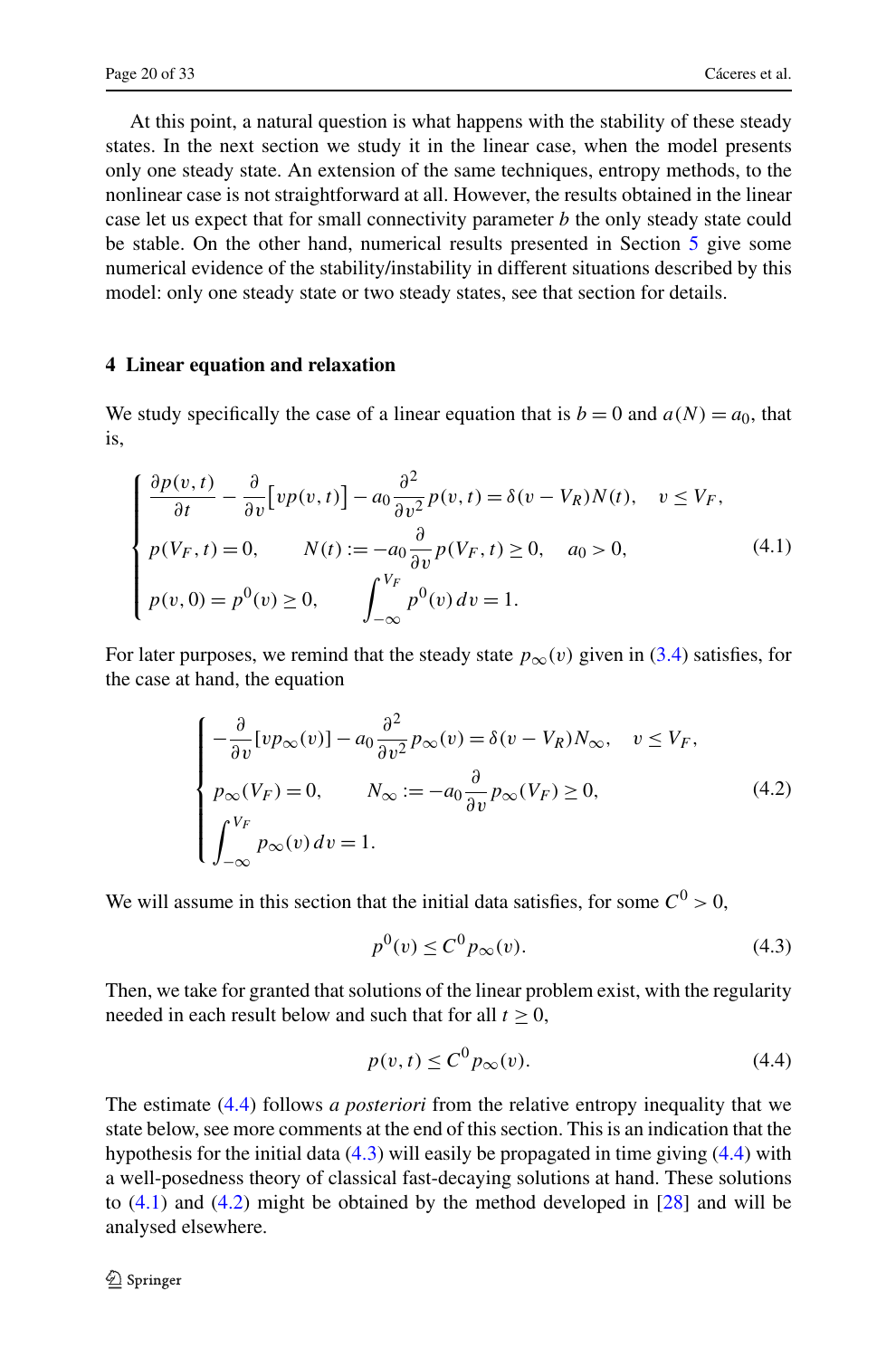At this point, a natural question is what happens with the stability of these steady states. In the next section we study it in the linear case, when the model presents only one steady state. An extension of the same techniques, entropy methods, to the nonlinear case is not straightforward at all. However, the results obtained in the linear case let us expect that for small connectivity parameter $b$ the only steady state could be stable. On the other hand, numerical results presented in Section 5 give some numerical evidence of the stability/instability in different situations described by this model: only one steady state or two steady states, see that section for details.

## 4 Linear equation and relaxation

We study specifically the case of a linear equation that is $b = 0$ and $a(N) = a_0$, that is,

$$
\begin{cases}
\dfrac{\partial p(v,t)}{\partial t} - \dfrac{\partial}{\partial v}\big[v p(v,t)\big] - a_0 \dfrac{\partial^2}{\partial v^2} p(v,t) = \delta(v - V_R) N(t), \quad v \le V_F, \\[2ex]
p(V_F, t) = 0, \qquad N(t) := -a_0 \dfrac{\partial}{\partial v} p(V_F, t) \ge 0, \quad a_0 > 0, \\[2ex]
p(v, 0) = p^0(v) \ge 0, \qquad \displaystyle\int_{-\infty}^{V_F} p^0(v)\, dv = 1.
\end{cases}
\tag{4.1}
$$

For later purposes, we remind that the steady state $p_\infty(v)$ given in (3.4) satisfies, for the case at hand, the equation

$$
\begin{cases}
-\dfrac{\partial}{\partial v}[v p_\infty(v)] - a_0 \dfrac{\partial^2}{\partial v^2} p_\infty(v) = \delta(v - V_R) N_\infty, \quad v \le V_F, \\[2ex]
p_\infty(V_F) = 0, \qquad N_\infty := -a_0 \dfrac{\partial}{\partial v} p_\infty(V_F) \ge 0, \\[2ex]
\displaystyle\int_{-\infty}^{V_F} p_\infty(v)\, dv = 1.
\end{cases}
\tag{4.2}
$$

We will assume in this section that the initial data satisfies, for some $C^0 > 0$,

$$
p^0(v) \le C^0 p_\infty(v). \tag{4.3}
$$

Then, we take for granted that solutions of the linear problem exist, with the regularity needed in each result below and such that for all $t \ge 0$,

$$
p(v,t) \le C^0 p_\infty(v). \tag{4.4}
$$

The estimate (4.4) follows *a posteriori* from the relative entropy inequality that we state below, see more comments at the end of this section. This is an indication that the hypothesis for the initial data (4.3) will easily be propagated in time giving (4.4) with a well-posedness theory of classical fast-decaying solutions at hand. These solutions to (4.1) and (4.2) might be obtained by the method developed in [28] and will be analysed elsewhere.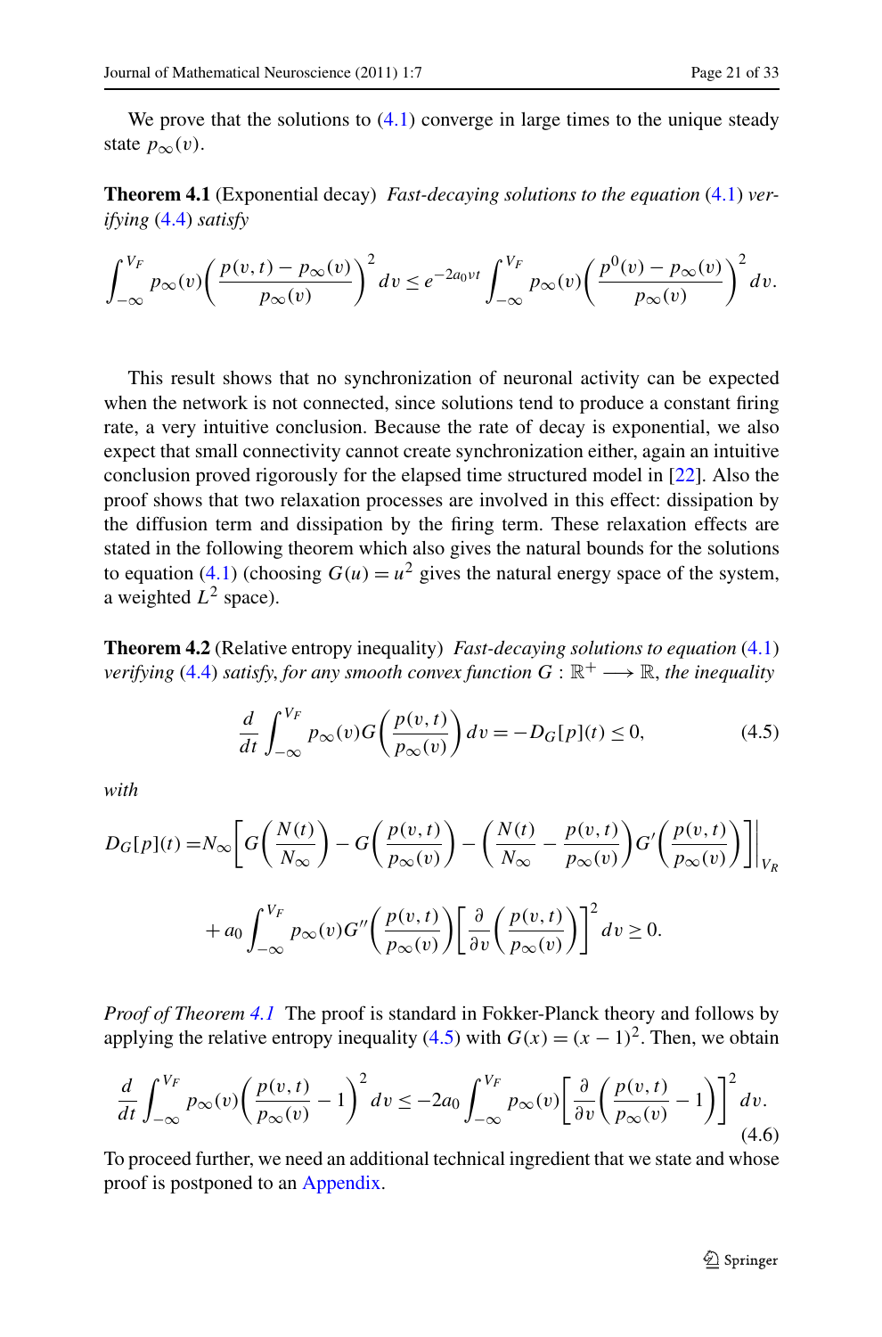We prove that the solutions to (4.1) converge in large times to the unique steady state $p_\infty(v)$.

**Theorem 4.1** (Exponential decay) *Fast-decaying solutions to the equation* (4.1) *verifying* (4.4) *satisfy*

$$\int_{-\infty}^{V_F} p_\infty(v)\left(\frac{p(v,t)-p_\infty(v)}{p_\infty(v)}\right)^2 dv \le e^{-2a_0\nu t}\int_{-\infty}^{V_F} p_\infty(v)\left(\frac{p^0(v)-p_\infty(v)}{p_\infty(v)}\right)^2 dv.$$

This result shows that no synchronization of neuronal activity can be expected when the network is not connected, since solutions tend to produce a constant firing rate, a very intuitive conclusion. Because the rate of decay is exponential, we also expect that small connectivity cannot create synchronization either, again an intuitive conclusion proved rigorously for the elapsed time structured model in [22]. Also the proof shows that two relaxation processes are involved in this effect: dissipation by the diffusion term and dissipation by the firing term. These relaxation effects are stated in the following theorem which also gives the natural bounds for the solutions to equation (4.1) (choosing $G(u)=u^2$ gives the natural energy space of the system, a weighted $L^2$ space).

**Theorem 4.2** (Relative entropy inequality) *Fast-decaying solutions to equation* (4.1) *verifying* (4.4) *satisfy, for any smooth convex function* $G:\mathbb{R}^+\longrightarrow\mathbb{R}$, *the inequality*

$$\frac{d}{dt}\int_{-\infty}^{V_F} p_\infty(v)G\left(\frac{p(v,t)}{p_\infty(v)}\right)dv = -D_G[p](t)\le 0, \tag{4.5}$$

*with*

$$\begin{aligned}D_G[p](t) =& N_\infty\left[G\left(\frac{N(t)}{N_\infty}\right)-G\left(\frac{p(v,t)}{p_\infty(v)}\right)-\left(\frac{N(t)}{N_\infty}-\frac{p(v,t)}{p_\infty(v)}\right)G'\left(\frac{p(v,t)}{p_\infty(v)}\right)\right]\Bigg|_{V_R}\\ &+a_0\int_{-\infty}^{V_F} p_\infty(v)G''\left(\frac{p(v,t)}{p_\infty(v)}\right)\left[\frac{\partial}{\partial v}\left(\frac{p(v,t)}{p_\infty(v)}\right)\right]^2 dv\ge 0.\end{aligned}$$

*Proof of Theorem 4.1* The proof is standard in Fokker-Planck theory and follows by applying the relative entropy inequality (4.5) with $G(x)=(x-1)^2$. Then, we obtain

$$\frac{d}{dt}\int_{-\infty}^{V_F} p_\infty(v)\left(\frac{p(v,t)}{p_\infty(v)}-1\right)^2 dv \le -2a_0\int_{-\infty}^{V_F} p_\infty(v)\left[\frac{\partial}{\partial v}\left(\frac{p(v,t)}{p_\infty(v)}-1\right)\right]^2 dv. \tag{4.6}$$

To proceed further, we need an additional technical ingredient that we state and whose proof is postponed to an Appendix.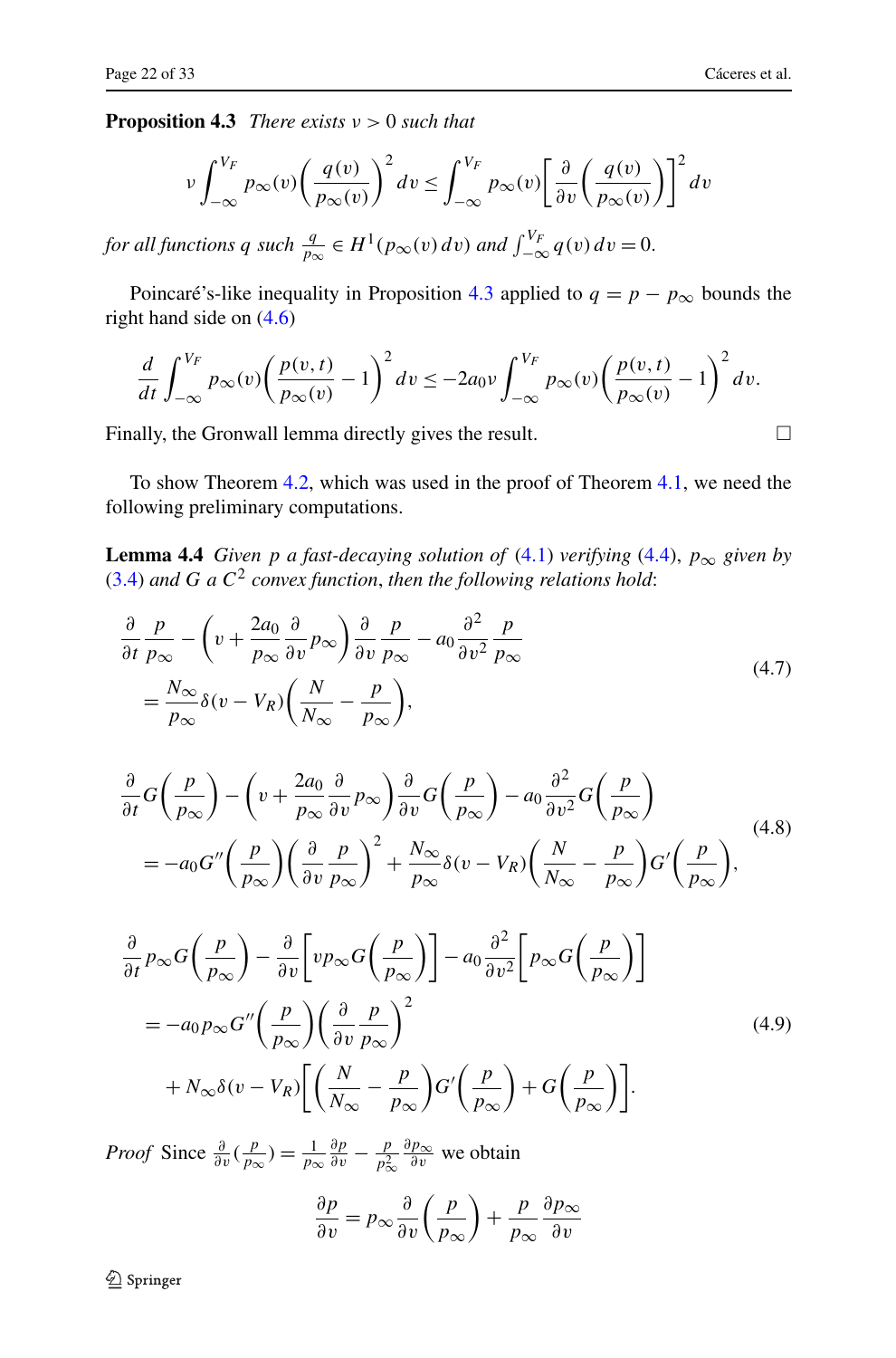**Proposition 4.3** *There exists* $\nu > 0$ *such that*

$$\nu \int_{-\infty}^{V_F} p_\infty(v) \left( \frac{q(v)}{p_\infty(v)} \right)^2 dv \le \int_{-\infty}^{V_F} p_\infty(v) \left[ \frac{\partial}{\partial v} \left( \frac{q(v)}{p_\infty(v)} \right) \right]^2 dv$$

*for all functions* $q$ *such that* $\frac{q}{p_\infty} \in H^1(p_\infty(v)\,dv)$ *and* $\int_{-\infty}^{V_F} q(v)\,dv = 0$.

Poincaré's-like inequality in Proposition 4.3 applied to $q = p - p_\infty$ bounds the right hand side on (4.6)

$$\frac{d}{dt} \int_{-\infty}^{V_F} p_\infty(v) \left( \frac{p(v,t)}{p_\infty(v)} - 1 \right)^2 dv \le -2a_0 \nu \int_{-\infty}^{V_F} p_\infty(v) \left( \frac{p(v,t)}{p_\infty(v)} - 1 \right)^2 dv.$$

Finally, the Gronwall lemma directly gives the result. □

To show Theorem 4.2, which was used in the proof of Theorem 4.1, we need the following preliminary computations.

**Lemma 4.4** *Given* $p$ *a fast-decaying solution of* (4.1) *verifying* (4.4), $p_\infty$ *given by* (3.4) *and* $G$ *a* $C^2$ *convex function, then the following relations hold*:

$$\begin{aligned} &\frac{\partial}{\partial t} \frac{p}{p_\infty} - \left( v + \frac{2a_0}{p_\infty} \frac{\partial}{\partial v} p_\infty \right) \frac{\partial}{\partial v} \frac{p}{p_\infty} - a_0 \frac{\partial^2}{\partial v^2} \frac{p}{p_\infty} \\ &\quad = \frac{N_\infty}{p_\infty} \delta(v - V_R) \left( \frac{N}{N_\infty} - \frac{p}{p_\infty} \right), \end{aligned} \tag{4.7}$$

$$\begin{aligned} &\frac{\partial}{\partial t} G\left(\frac{p}{p_\infty}\right) - \left( v + \frac{2a_0}{p_\infty} \frac{\partial}{\partial v} p_\infty \right) \frac{\partial}{\partial v} G\left(\frac{p}{p_\infty}\right) - a_0 \frac{\partial^2}{\partial v^2} G\left(\frac{p}{p_\infty}\right) \\ &\quad = -a_0 G''\left(\frac{p}{p_\infty}\right) \left( \frac{\partial}{\partial v} \frac{p}{p_\infty} \right)^2 + \frac{N_\infty}{p_\infty} \delta(v - V_R) \left( \frac{N}{N_\infty} - \frac{p}{p_\infty} \right) G'\left(\frac{p}{p_\infty}\right), \end{aligned} \tag{4.8}$$

$$\begin{aligned} &\frac{\partial}{\partial t} p_\infty G\left(\frac{p}{p_\infty}\right) - \frac{\partial}{\partial v} \left[ v p_\infty G\left(\frac{p}{p_\infty}\right) \right] - a_0 \frac{\partial^2}{\partial v^2} \left[ p_\infty G\left(\frac{p}{p_\infty}\right) \right] \\ &\quad = -a_0 p_\infty G''\left(\frac{p}{p_\infty}\right) \left( \frac{\partial}{\partial v} \frac{p}{p_\infty} \right)^2 \\ &\qquad + N_\infty \delta(v - V_R) \left[ \left( \frac{N}{N_\infty} - \frac{p}{p_\infty} \right) G'\left(\frac{p}{p_\infty}\right) + G\left(\frac{p}{p_\infty}\right) \right]. \end{aligned} \tag{4.9}$$

*Proof* Since $\frac{\partial}{\partial v}(\frac{p}{p_\infty}) = \frac{1}{p_\infty} \frac{\partial p}{\partial v} - \frac{p}{p_\infty^2} \frac{\partial p_\infty}{\partial v}$ we obtain

$$\frac{\partial p}{\partial v} = p_\infty \frac{\partial}{\partial v} \left( \frac{p}{p_\infty} \right) + \frac{p}{p_\infty} \frac{\partial p_\infty}{\partial v}$$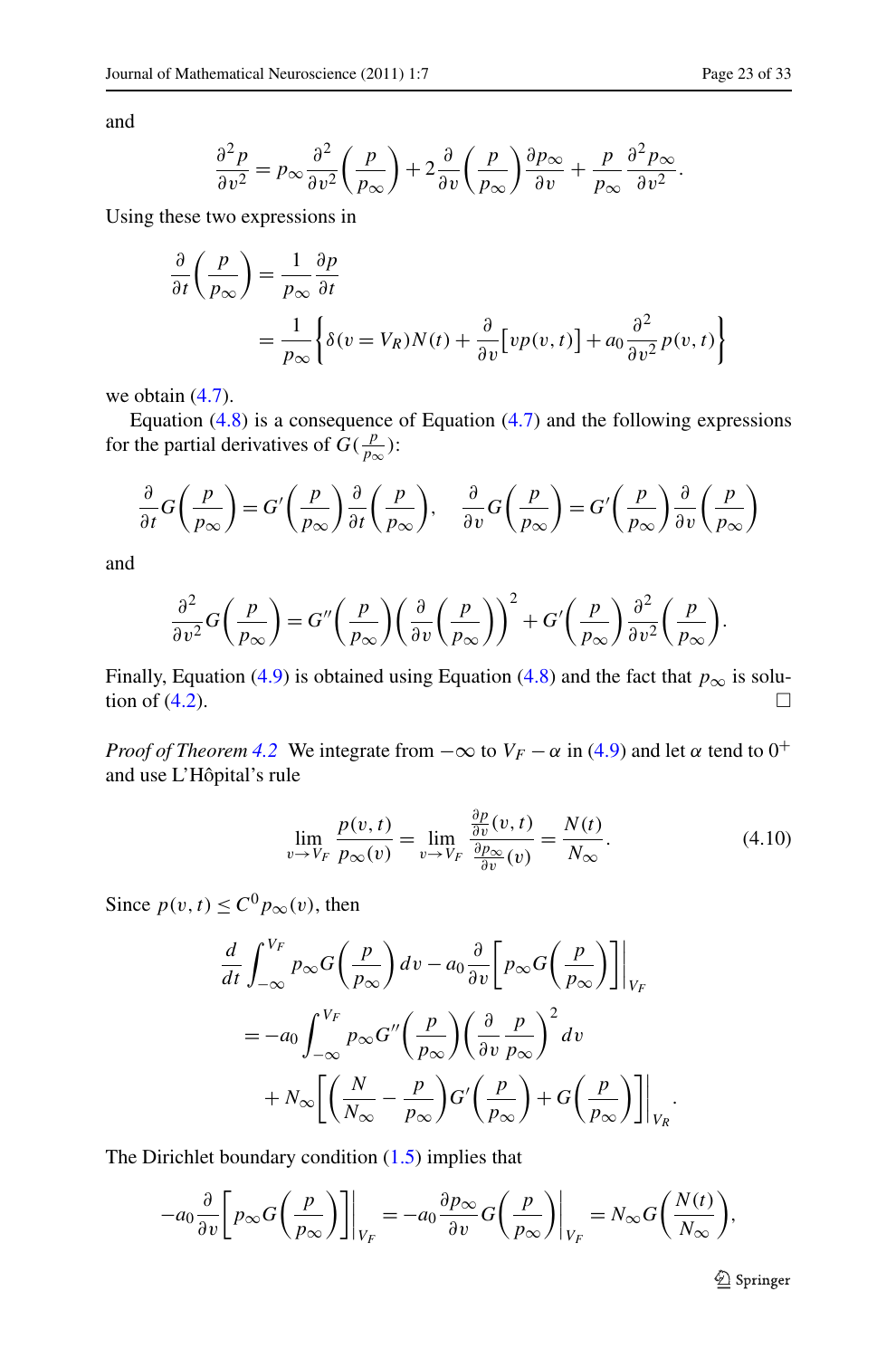and

$$\frac{\partial^2 p}{\partial v^2} = p_\infty \frac{\partial^2}{\partial v^2}\left(\frac{p}{p_\infty}\right) + 2\frac{\partial}{\partial v}\left(\frac{p}{p_\infty}\right)\frac{\partial p_\infty}{\partial v} + \frac{p}{p_\infty}\frac{\partial^2 p_\infty}{\partial v^2}.$$

Using these two expressions in

$$\begin{aligned}
\frac{\partial}{\partial t}\left(\frac{p}{p_\infty}\right) &= \frac{1}{p_\infty}\frac{\partial p}{\partial t} \\
&= \frac{1}{p_\infty}\left\{\delta(v = V_R)N(t) + \frac{\partial}{\partial v}\big[vp(v,t)\big] + a_0\frac{\partial^2}{\partial v^2}p(v,t)\right\}
\end{aligned}$$

we obtain (4.7).

Equation (4.8) is a consequence of Equation (4.7) and the following expressions for the partial derivatives of $G(\frac{p}{p_\infty})$:

$$\frac{\partial}{\partial t}G\left(\frac{p}{p_\infty}\right) = G'\left(\frac{p}{p_\infty}\right)\frac{\partial}{\partial t}\left(\frac{p}{p_\infty}\right), \quad \frac{\partial}{\partial v}G\left(\frac{p}{p_\infty}\right) = G'\left(\frac{p}{p_\infty}\right)\frac{\partial}{\partial v}\left(\frac{p}{p_\infty}\right)$$

and

$$\frac{\partial^2}{\partial v^2}G\left(\frac{p}{p_\infty}\right) = G''\left(\frac{p}{p_\infty}\right)\left(\frac{\partial}{\partial v}\left(\frac{p}{p_\infty}\right)\right)^2 + G'\left(\frac{p}{p_\infty}\right)\frac{\partial^2}{\partial v^2}\left(\frac{p}{p_\infty}\right).$$

Finally, Equation (4.9) is obtained using Equation (4.8) and the fact that $p_\infty$ is solution of (4.2). □

*Proof of Theorem 4.2* We integrate from $-\infty$ to $V_F - \alpha$ in (4.9) and let $\alpha$ tend to $0^+$ and use L'Hôpital's rule

$$\lim_{v\to V_F}\frac{p(v,t)}{p_\infty(v)} = \lim_{v\to V_F}\frac{\frac{\partial p}{\partial v}(v,t)}{\frac{\partial p_\infty}{\partial v}(v)} = \frac{N(t)}{N_\infty}. \tag{4.10}$$

Since $p(v,t) \le C^0 p_\infty(v)$, then

$$\begin{aligned}
&\frac{d}{dt}\int_{-\infty}^{V_F} p_\infty G\left(\frac{p}{p_\infty}\right)dv - a_0\frac{\partial}{\partial v}\left[p_\infty G\left(\frac{p}{p_\infty}\right)\right]\bigg|_{V_F} \\
&\quad = -a_0\int_{-\infty}^{V_F} p_\infty G''\left(\frac{p}{p_\infty}\right)\left(\frac{\partial}{\partial v}\frac{p}{p_\infty}\right)^2 dv \\
&\qquad + N_\infty\left[\left(\frac{N}{N_\infty} - \frac{p}{p_\infty}\right)G'\left(\frac{p}{p_\infty}\right) + G\left(\frac{p}{p_\infty}\right)\right]\bigg|_{V_R}.
\end{aligned}$$

The Dirichlet boundary condition (1.5) implies that

$$-a_0\frac{\partial}{\partial v}\left[p_\infty G\left(\frac{p}{p_\infty}\right)\right]\bigg|_{V_F} = -a_0\frac{\partial p_\infty}{\partial v}G\left(\frac{p}{p_\infty}\right)\bigg|_{V_F} = N_\infty G\left(\frac{N(t)}{N_\infty}\right),$$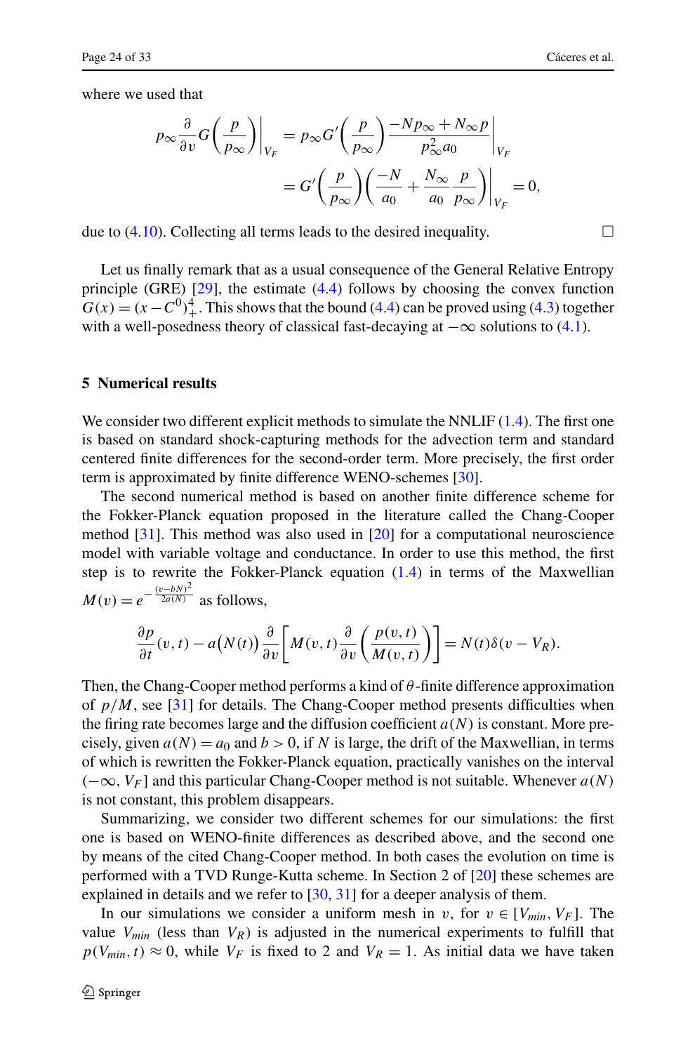where we used that

$$p_\infty \frac{\partial}{\partial v} G\left(\frac{p}{p_\infty}\right)\bigg|_{V_F} = p_\infty G'\left(\frac{p}{p_\infty}\right) \frac{-N p_\infty + N_\infty p}{p_\infty^2 a_0}\bigg|_{V_F}$$
$$= G'\left(\frac{p}{p_\infty}\right)\left(\frac{-N}{a_0} + \frac{N_\infty}{a_0}\frac{p}{p_\infty}\right)\bigg|_{V_F} = 0,$$

due to (4.10). Collecting all terms leads to the desired inequality. □

Let us finally remark that as a usual consequence of the General Relative Entropy principle (GRE) [29], the estimate (4.4) follows by choosing the convex function $G(x) = (x - C^0)_+^4$. This shows that the bound (4.4) can be proved using (4.3) together with a well-posedness theory of classical fast-decaying at $-\infty$ solutions to (4.1).

## 5 Numerical results

We consider two different explicit methods to simulate the NNLIF (1.4). The first one is based on standard shock-capturing methods for the advection term and standard centered finite differences for the second-order term. More precisely, the first order term is approximated by finite difference WENO-schemes [30].

The second numerical method is based on another finite difference scheme for the Fokker-Planck equation proposed in the literature called the Chang-Cooper method [31]. This method was also used in [20] for a computational neuroscience model with variable voltage and conductance. In order to use this method, the first step is to rewrite the Fokker-Planck equation (1.4) in terms of the Maxwellian $M(v) = e^{-\frac{(v-bN)^2}{2a(N)}}$ as follows,

$$\frac{\partial p}{\partial t}(v,t) - a\big(N(t)\big)\frac{\partial}{\partial v}\left[M(v,t)\frac{\partial}{\partial v}\left(\frac{p(v,t)}{M(v,t)}\right)\right] = N(t)\delta(v - V_R).$$

Then, the Chang-Cooper method performs a kind of $\theta$-finite difference approximation of $p/M$, see [31] for details. The Chang-Cooper method presents difficulties when the firing rate becomes large and the diffusion coefficient $a(N)$ is constant. More precisely, given $a(N) = a_0$ and $b > 0$, if $N$ is large, the drift of the Maxwellian, in terms of which is rewritten the Fokker-Planck equation, practically vanishes on the interval $(-\infty, V_F]$ and this particular Chang-Cooper method is not suitable. Whenever $a(N)$ is not constant, this problem disappears.

Summarizing, we consider two different schemes for our simulations: the first one is based on WENO-finite differences as described above, and the second one by means of the cited Chang-Cooper method. In both cases the evolution on time is performed with a TVD Runge-Kutta scheme. In Section 2 of [20] these schemes are explained in details and we refer to [30, 31] for a deeper analysis of them.

In our simulations we consider a uniform mesh in $v$, for $v \in [V_{min}, V_F]$. The value $V_{min}$ (less than $V_R$) is adjusted in the numerical experiments to fulfill that $p(V_{min}, t) \approx 0$, while $V_F$ is fixed to 2 and $V_R = 1$. As initial data we have taken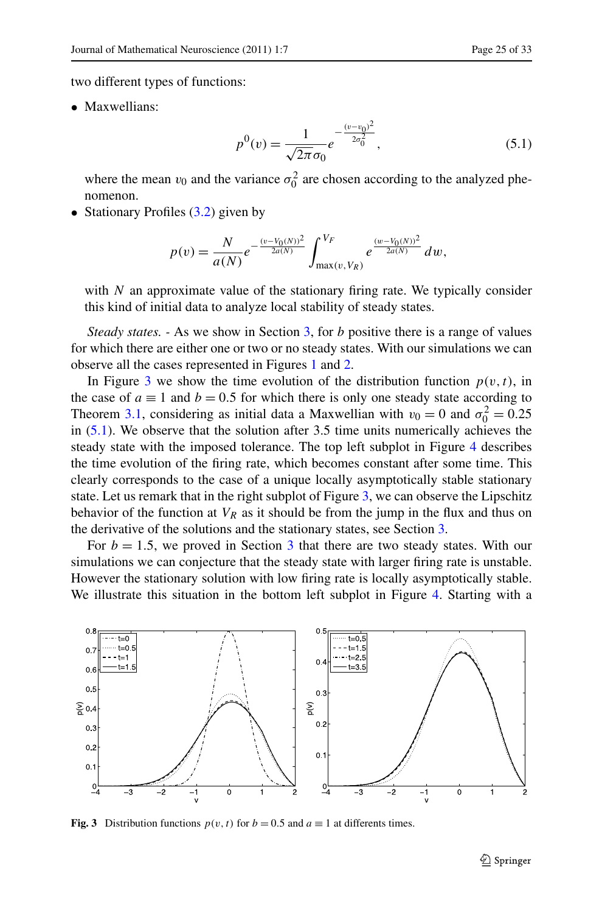two different types of functions:

- Maxwellians:

$$p^0(v) = \frac{1}{\sqrt{2\pi}\sigma_0} e^{-\frac{(v-v_0)^2}{2\sigma_0^2}}, \tag{5.1}$$

  where the mean $v_0$ and the variance $\sigma_0^2$ are chosen according to the analyzed phenomenon.
- Stationary Profiles (3.2) given by

$$p(v) = \frac{N}{a(N)} e^{-\frac{(v-V_0(N))^2}{2a(N)}} \int_{\max(v,V_R)}^{V_F} e^{\frac{(w-V_0(N))^2}{2a(N)}}\, dw,$$

  with $N$ an approximate value of the stationary firing rate. We typically consider this kind of initial data to analyze local stability of steady states.

*Steady states.* - As we show in Section 3, for $b$ positive there is a range of values for which there are either one or two or no steady states. With our simulations we can observe all the cases represented in Figures 1 and 2.

In Figure 3 we show the time evolution of the distribution function $p(v,t)$, in the case of $a \equiv 1$ and $b = 0.5$ for which there is only one steady state according to Theorem 3.1, considering as initial data a Maxwellian with $v_0 = 0$ and $\sigma_0^2 = 0.25$ in (5.1). We observe that the solution after 3.5 time units numerically achieves the steady state with the imposed tolerance. The top left subplot in Figure 4 describes the time evolution of the firing rate, which becomes constant after some time. This clearly corresponds to the case of a unique locally asymptotically stable stationary state. Let us remark that in the right subplot of Figure 3, we can observe the Lipschitz behavior of the function at $V_R$ as it should be from the jump in the flux and thus on the derivative of the solutions and the stationary states, see Section 3.

For $b = 1.5$, we proved in Section 3 that there are two steady states. With our simulations we can conjecture that the steady state with larger firing rate is unstable. However the stationary solution with low firing rate is locally asymptotically stable. We illustrate this situation in the bottom left subplot in Figure 4. Starting with a

**Fig. 3** Distribution functions $p(v,t)$ for $b = 0.5$ and $a \equiv 1$ at differents times.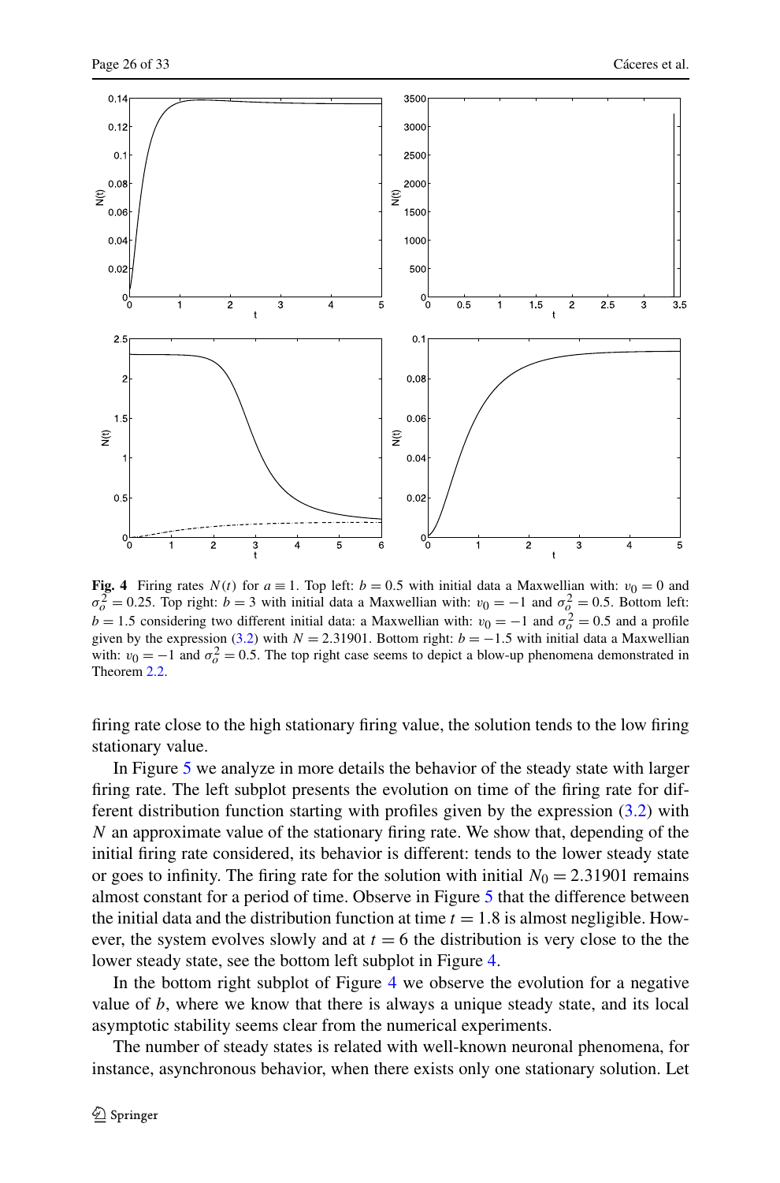**Fig. 4** Firing rates $N(t)$ for $a \equiv 1$. Top left: $b = 0.5$ with initial data a Maxwellian with: $v_0 = 0$ and $\sigma_o^2 = 0.25$. Top right: $b = 3$ with initial data a Maxwellian with: $v_0 = -1$ and $\sigma_o^2 = 0.5$. Bottom left: $b = 1.5$ considering two different initial data: a Maxwellian with: $v_0 = -1$ and $\sigma_o^2 = 0.5$ and a profile given by the expression (3.2) with $N = 2.31901$. Bottom right: $b = -1.5$ with initial data a Maxwellian with: $v_0 = -1$ and $\sigma_o^2 = 0.5$. The top right case seems to depict a blow-up phenomena demonstrated in Theorem 2.2.

firing rate close to the high stationary firing value, the solution tends to the low firing stationary value.

In Figure 5 we analyze in more details the behavior of the steady state with larger firing rate. The left subplot presents the evolution on time of the firing rate for different distribution function starting with profiles given by the expression (3.2) with $N$ an approximate value of the stationary firing rate. We show that, depending of the initial firing rate considered, its behavior is different: tends to the lower steady state or goes to infinity. The firing rate for the solution with initial $N_0 = 2.31901$ remains almost constant for a period of time. Observe in Figure 5 that the difference between the initial data and the distribution function at time $t = 1.8$ is almost negligible. However, the system evolves slowly and at $t = 6$ the distribution is very close to the the lower steady state, see the bottom left subplot in Figure 4.

In the bottom right subplot of Figure 4 we observe the evolution for a negative value of $b$, where we know that there is always a unique steady state, and its local asymptotic stability seems clear from the numerical experiments.

The number of steady states is related with well-known neuronal phenomena, for instance, asynchronous behavior, when there exists only one stationary solution. Let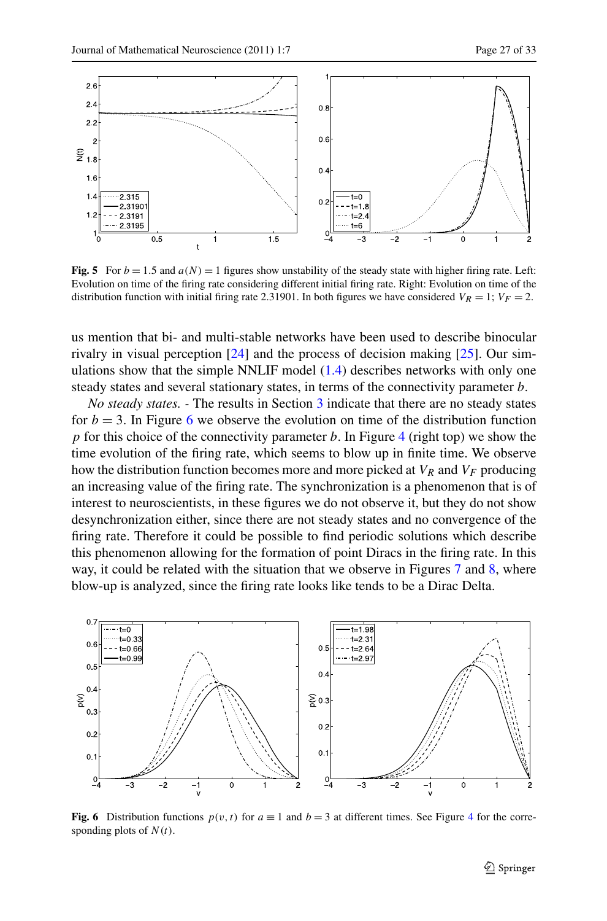**Fig. 5** For $b = 1.5$ and $a(N) = 1$ figures show unstability of the steady state with higher firing rate. Left: Evolution on time of the firing rate considering different initial firing rate. Right: Evolution on time of the distribution function with initial firing rate 2.31901. In both figures we have considered $V_R = 1$; $V_F = 2$.

us mention that bi- and multi-stable networks have been used to describe binocular rivalry in visual perception [24] and the process of decision making [25]. Our simulations show that the simple NNLIF model (1.4) describes networks with only one steady states and several stationary states, in terms of the connectivity parameter $b$.

*No steady states.* - The results in Section 3 indicate that there are no steady states for $b = 3$. In Figure 6 we observe the evolution on time of the distribution function $p$ for this choice of the connectivity parameter $b$. In Figure 4 (right top) we show the time evolution of the firing rate, which seems to blow up in finite time. We observe how the distribution function becomes more and more picked at $V_R$ and $V_F$ producing an increasing value of the firing rate. The synchronization is a phenomenon that is of interest to neuroscientists, in these figures we do not observe it, but they do not show desynchronization either, since there are not steady states and no convergence of the firing rate. Therefore it could be possible to find periodic solutions which describe this phenomenon allowing for the formation of point Diracs in the firing rate. In this way, it could be related with the situation that we observe in Figures 7 and 8, where blow-up is analyzed, since the firing rate looks like tends to be a Dirac Delta.

**Fig. 6** Distribution functions $p(v,t)$ for $a \equiv 1$ and $b = 3$ at different times. See Figure 4 for the corresponding plots of $N(t)$.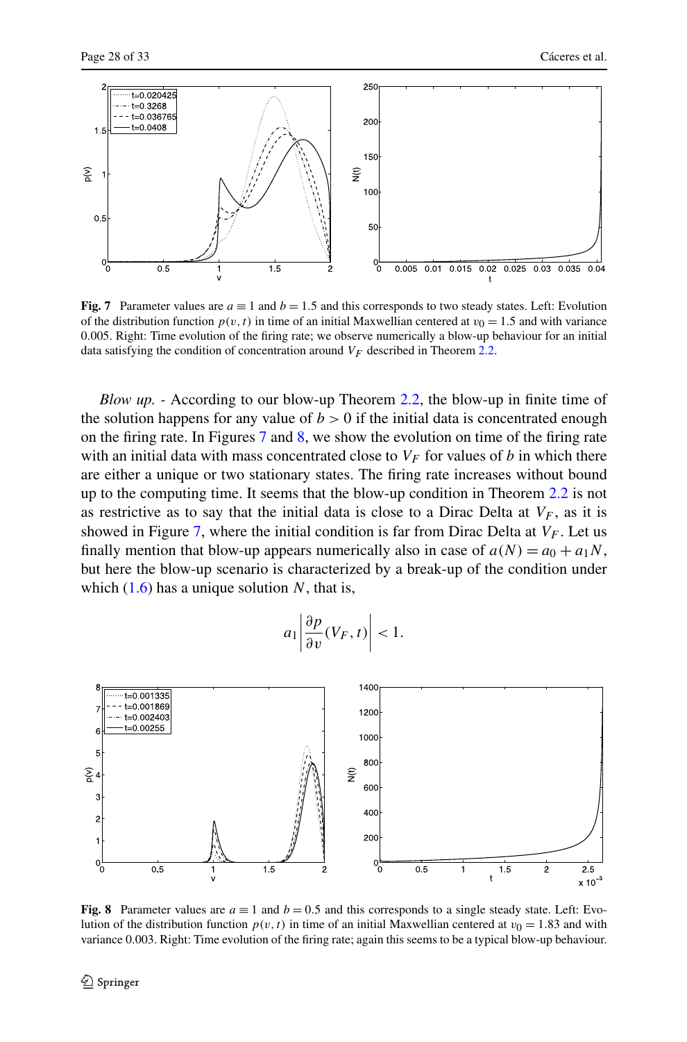**Fig. 7** Parameter values are $a \equiv 1$ and $b = 1.5$ and this corresponds to two steady states. Left: Evolution of the distribution function $p(v,t)$ in time of an initial Maxwellian centered at $v_0 = 1.5$ and with variance 0.005. Right: Time evolution of the firing rate; we observe numerically a blow-up behaviour for an initial data satisfying the condition of concentration around $V_F$ described in Theorem 2.2.

*Blow up.* - According to our blow-up Theorem 2.2, the blow-up in finite time of the solution happens for any value of $b > 0$ if the initial data is concentrated enough on the firing rate. In Figures 7 and 8, we show the evolution on time of the firing rate with an initial data with mass concentrated close to $V_F$ for values of $b$ in which there are either a unique or two stationary states. The firing rate increases without bound up to the computing time. It seems that the blow-up condition in Theorem 2.2 is not as restrictive as to say that the initial data is close to a Dirac Delta at $V_F$, as it is showed in Figure 7, where the initial condition is far from Dirac Delta at $V_F$. Let us finally mention that blow-up appears numerically also in case of $a(N) = a_0 + a_1 N$, but here the blow-up scenario is characterized by a break-up of the condition under which (1.6) has a unique solution $N$, that is,

$$a_1 \left| \frac{\partial p}{\partial v}(V_F, t) \right| < 1.$$

**Fig. 8** Parameter values are $a \equiv 1$ and $b = 0.5$ and this corresponds to a single steady state. Left: Evolution of the distribution function $p(v,t)$ in time of an initial Maxwellian centered at $v_0 = 1.83$ and with variance 0.003. Right: Time evolution of the firing rate; again this seems to be a typical blow-up behaviour.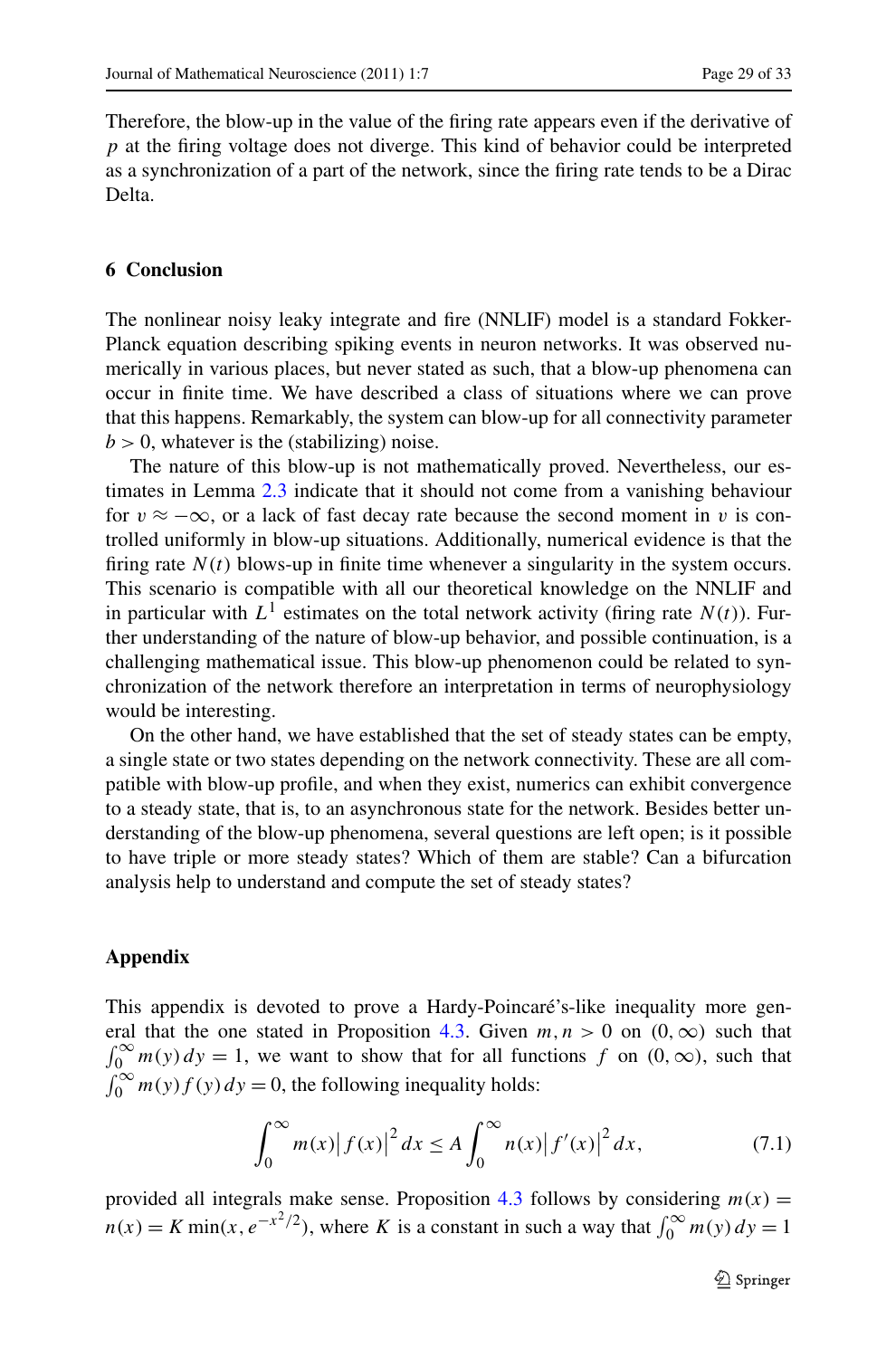Therefore, the blow-up in the value of the firing rate appears even if the derivative of $p$ at the firing voltage does not diverge. This kind of behavior could be interpreted as a synchronization of a part of the network, since the firing rate tends to be a Dirac Delta.

## 6 Conclusion

The nonlinear noisy leaky integrate and fire (NNLIF) model is a standard Fokker-Planck equation describing spiking events in neuron networks. It was observed numerically in various places, but never stated as such, that a blow-up phenomena can occur in finite time. We have described a class of situations where we can prove that this happens. Remarkably, the system can blow-up for all connectivity parameter $b > 0$, whatever is the (stabilizing) noise.

The nature of this blow-up is not mathematically proved. Nevertheless, our estimates in Lemma 2.3 indicate that it should not come from a vanishing behaviour for $v \approx -\infty$, or a lack of fast decay rate because the second moment in $v$ is controlled uniformly in blow-up situations. Additionally, numerical evidence is that the firing rate $N(t)$ blows-up in finite time whenever a singularity in the system occurs. This scenario is compatible with all our theoretical knowledge on the NNLIF and in particular with $L^1$ estimates on the total network activity (firing rate $N(t)$). Further understanding of the nature of blow-up behavior, and possible continuation, is a challenging mathematical issue. This blow-up phenomenon could be related to synchronization of the network therefore an interpretation in terms of neurophysiology would be interesting.

On the other hand, we have established that the set of steady states can be empty, a single state or two states depending on the network connectivity. These are all compatible with blow-up profile, and when they exist, numerics can exhibit convergence to a steady state, that is, to an asynchronous state for the network. Besides better understanding of the blow-up phenomena, several questions are left open; is it possible to have triple or more steady states? Which of them are stable? Can a bifurcation analysis help to understand and compute the set of steady states?

## Appendix

This appendix is devoted to prove a Hardy-Poincaré's-like inequality more general that the one stated in Proposition 4.3. Given $m, n > 0$ on $(0, \infty)$ such that $\int_0^\infty m(y)\,dy = 1$, we want to show that for all functions $f$ on $(0, \infty)$, such that $\int_0^\infty m(y) f(y)\,dy = 0$, the following inequality holds:

$$\int_0^\infty m(x)\big|f(x)\big|^2\,dx \le A \int_0^\infty n(x)\big|f'(x)\big|^2\,dx, \tag{7.1}$$

provided all integrals make sense. Proposition 4.3 follows by considering $m(x) = n(x) = K \min(x, e^{-x^2/2})$, where $K$ is a constant in such a way that $\int_0^\infty m(y)\,dy = 1$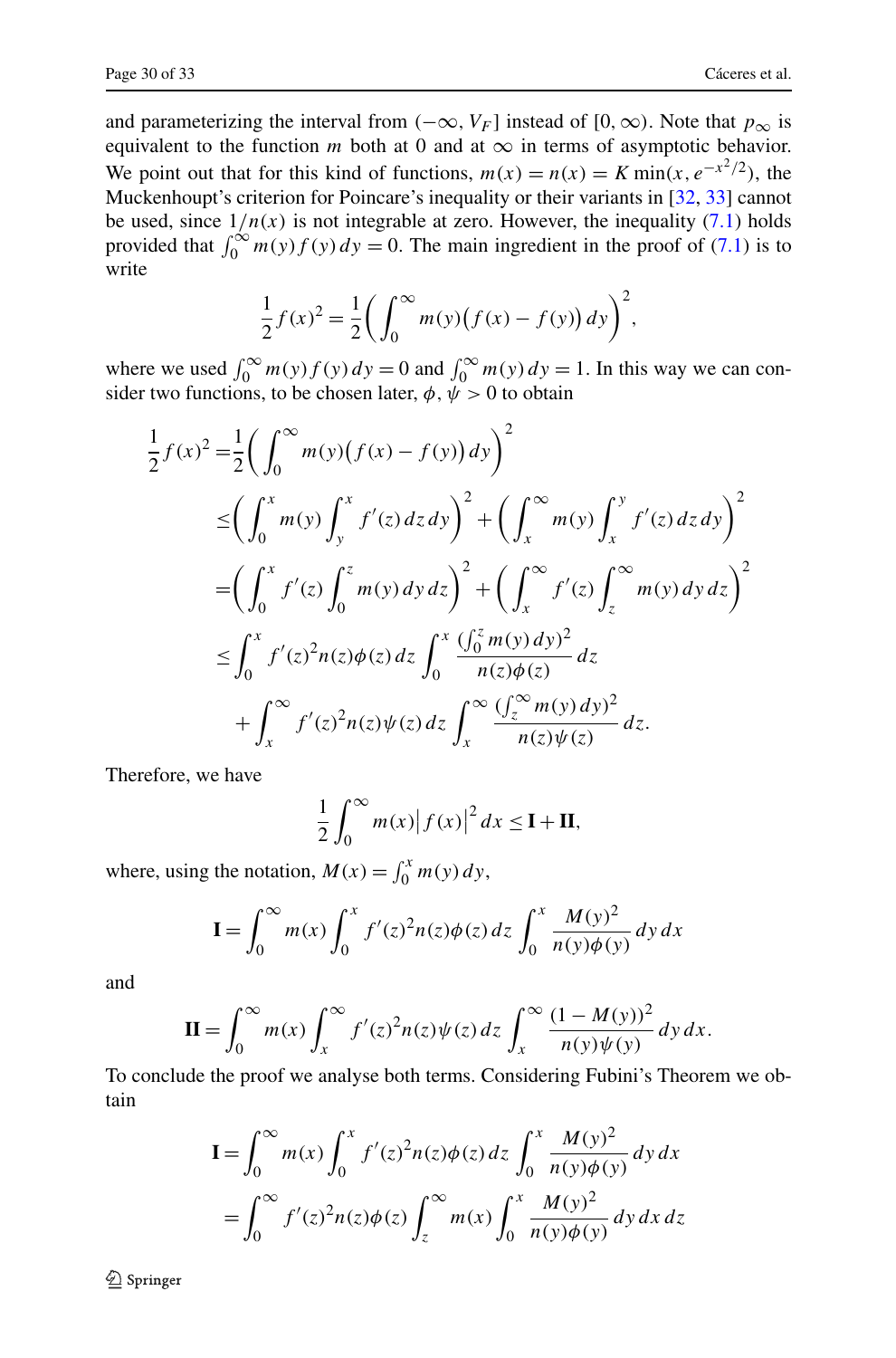and parameterizing the interval from $(-\infty, V_F]$ instead of $[0,\infty)$. Note that $p_\infty$ is equivalent to the function $m$ both at 0 and at $\infty$ in terms of asymptotic behavior. We point out that for this kind of functions, $m(x) = n(x) = K\min(x, e^{-x^2/2})$, the Muckenhoupt's criterion for Poincare's inequality or their variants in [32, 33] cannot be used, since $1/n(x)$ is not integrable at zero. However, the inequality (7.1) holds provided that $\int_0^\infty m(y)f(y)\,dy = 0$. The main ingredient in the proof of (7.1) is to write

$$\frac{1}{2}f(x)^2 = \frac{1}{2}\left(\int_0^\infty m(y)\big(f(x)-f(y)\big)\,dy\right)^2,$$

where we used $\int_0^\infty m(y)f(y)\,dy = 0$ and $\int_0^\infty m(y)\,dy = 1$. In this way we can consider two functions, to be chosen later, $\phi, \psi > 0$ to obtain

$$\begin{aligned}
\frac{1}{2}f(x)^2 =& \frac{1}{2}\left(\int_0^\infty m(y)\big(f(x)-f(y)\big)\,dy\right)^2 \\
\leq& \left(\int_0^x m(y)\int_y^x f'(z)\,dz\,dy\right)^2 + \left(\int_x^\infty m(y)\int_x^y f'(z)\,dz\,dy\right)^2 \\
=& \left(\int_0^x f'(z)\int_0^z m(y)\,dy\,dz\right)^2 + \left(\int_x^\infty f'(z)\int_z^\infty m(y)\,dy\,dz\right)^2 \\
\leq& \int_0^x f'(z)^2 n(z)\phi(z)\,dz \int_0^x \frac{(\int_0^z m(y)\,dy)^2}{n(z)\phi(z)}\,dz \\
&+ \int_x^\infty f'(z)^2 n(z)\psi(z)\,dz \int_x^\infty \frac{(\int_z^\infty m(y)\,dy)^2}{n(z)\psi(z)}\,dz.
\end{aligned}$$

Therefore, we have

$$\frac{1}{2}\int_0^\infty m(x)\big|f(x)\big|^2\,dx \leq \mathbf{I} + \mathbf{II},$$

where, using the notation, $M(x) = \int_0^x m(y)\,dy$,

$$\mathbf{I} = \int_0^\infty m(x)\int_0^x f'(z)^2 n(z)\phi(z)\,dz \int_0^x \frac{M(y)^2}{n(y)\phi(y)}\,dy\,dx$$

and

$$\mathbf{II} = \int_0^\infty m(x)\int_x^\infty f'(z)^2 n(z)\psi(z)\,dz \int_x^\infty \frac{(1-M(y))^2}{n(y)\psi(y)}\,dy\,dx.$$

To conclude the proof we analyse both terms. Considering Fubini's Theorem we obtain

$$\begin{aligned}
\mathbf{I} &= \int_0^\infty m(x)\int_0^x f'(z)^2 n(z)\phi(z)\,dz \int_0^x \frac{M(y)^2}{n(y)\phi(y)}\,dy\,dx \\
&= \int_0^\infty f'(z)^2 n(z)\phi(z)\int_z^\infty m(x)\int_0^x \frac{M(y)^2}{n(y)\phi(y)}\,dy\,dx\,dz
\end{aligned}$$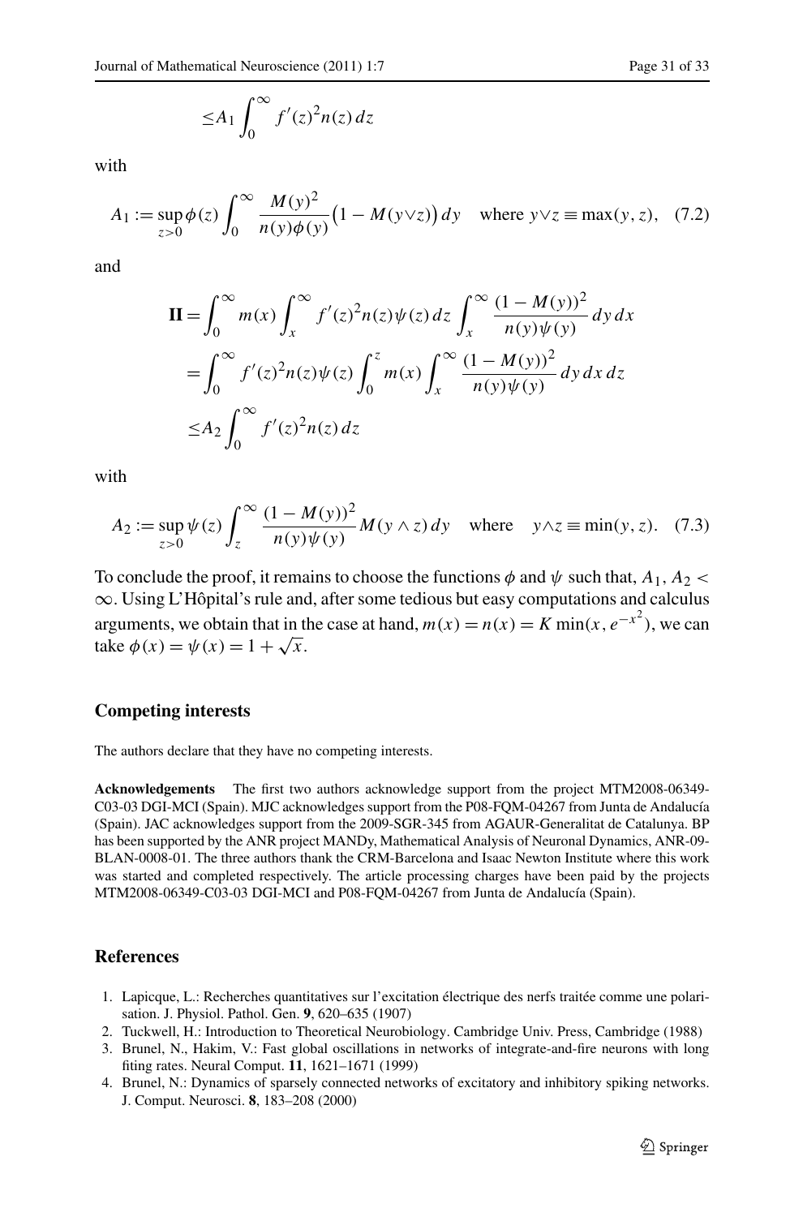$$\le A_1 \int_0^\infty f'(z)^2 n(z)\, dz$$

with

$$A_1 := \sup_{z>0} \phi(z) \int_0^\infty \frac{M(y)^2}{n(y)\phi(y)} \big(1 - M(y \vee z)\big)\, dy \quad \text{where } y \vee z \equiv \max(y, z), \quad (7.2)$$

and

$$\begin{aligned}
\mathbf{II} &= \int_0^\infty m(x) \int_x^\infty f'(z)^2 n(z) \psi(z)\, dz \int_x^\infty \frac{(1 - M(y))^2}{n(y)\psi(y)}\, dy\, dx \\
&= \int_0^\infty f'(z)^2 n(z) \psi(z) \int_0^z m(x) \int_x^\infty \frac{(1 - M(y))^2}{n(y)\psi(y)}\, dy\, dx\, dz \\
&\le A_2 \int_0^\infty f'(z)^2 n(z)\, dz
\end{aligned}$$

with

$$A_2 := \sup_{z>0} \psi(z) \int_z^\infty \frac{(1 - M(y))^2}{n(y)\psi(y)} M(y \wedge z)\, dy \quad \text{where} \quad y \wedge z \equiv \min(y, z). \quad (7.3)$$

To conclude the proof, it remains to choose the functions $\phi$ and $\psi$ such that, $A_1, A_2 < \infty$. Using L'Hôpital's rule and, after some tedious but easy computations and calculus arguments, we obtain that in the case at hand, $m(x) = n(x) = K \min(x, e^{-x^2})$, we can take $\phi(x) = \psi(x) = 1 + \sqrt{x}$.

### Competing interests

The authors declare that they have no competing interests.

**Acknowledgements** The first two authors acknowledge support from the project MTM2008-06349-C03-03 DGI-MCI (Spain). MJC acknowledges support from the P08-FQM-04267 from Junta de Andalucía (Spain). JAC acknowledges support from the 2009-SGR-345 from AGAUR-Generalitat de Catalunya. BP has been supported by the ANR project MANDy, Mathematical Analysis of Neuronal Dynamics, ANR-09-BLAN-0008-01. The three authors thank the CRM-Barcelona and Isaac Newton Institute where this work was started and completed respectively. The article processing charges have been paid by the projects MTM2008-06349-C03-03 DGI-MCI and P08-FQM-04267 from Junta de Andalucía (Spain).

## References

1. Lapicque, L.: Recherches quantitatives sur l'excitation électrique des nerfs traitée comme une polarisation. J. Physiol. Pathol. Gen. **9**, 620–635 (1907)
2. Tuckwell, H.: Introduction to Theoretical Neurobiology. Cambridge Univ. Press, Cambridge (1988)
3. Brunel, N., Hakim, V.: Fast global oscillations in networks of integrate-and-fire neurons with long fiting rates. Neural Comput. **11**, 1621–1671 (1999)
4. Brunel, N.: Dynamics of sparsely connected networks of excitatory and inhibitory spiking networks. J. Comput. Neurosci. **8**, 183–208 (2000)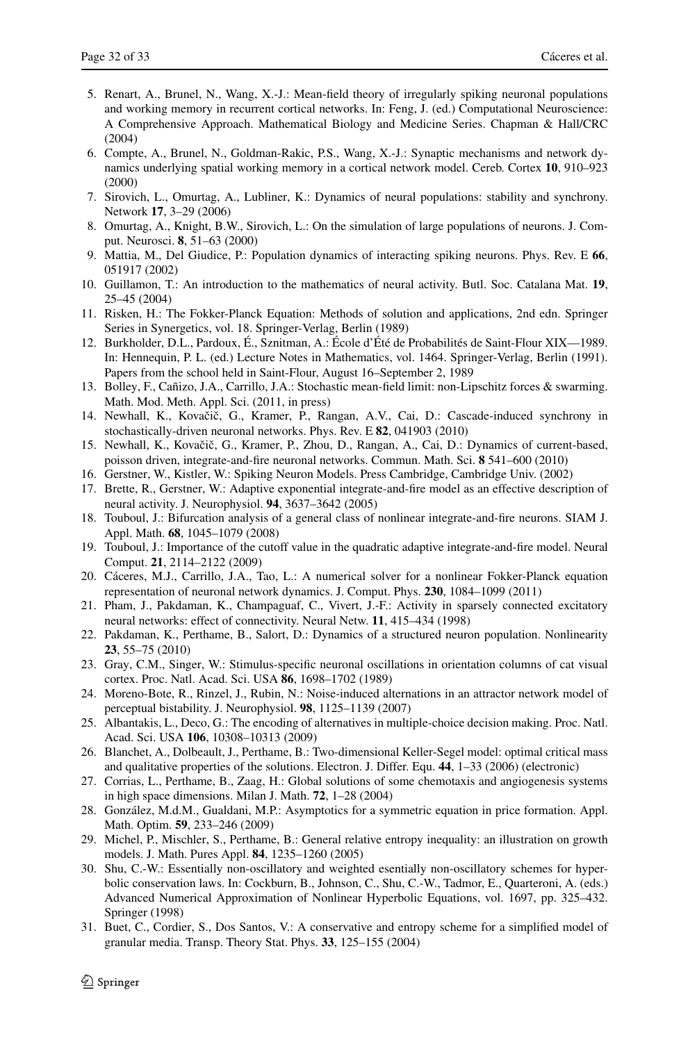5. Renart, A., Brunel, N., Wang, X.-J.: Mean-field theory of irregularly spiking neuronal populations and working memory in recurrent cortical networks. In: Feng, J. (ed.) Computational Neuroscience: A Comprehensive Approach. Mathematical Biology and Medicine Series. Chapman & Hall/CRC (2004)
6. Compte, A., Brunel, N., Goldman-Rakic, P.S., Wang, X.-J.: Synaptic mechanisms and network dynamics underlying spatial working memory in a cortical network model. Cereb. Cortex **10**, 910–923 (2000)
7. Sirovich, L., Omurtag, A., Lubliner, K.: Dynamics of neural populations: stability and synchrony. Network **17**, 3–29 (2006)
8. Omurtag, A., Knight, B.W., Sirovich, L.: On the simulation of large populations of neurons. J. Comput. Neurosci. **8**, 51–63 (2000)
9. Mattia, M., Del Giudice, P.: Population dynamics of interacting spiking neurons. Phys. Rev. E **66**, 051917 (2002)
10. Guillamon, T.: An introduction to the mathematics of neural activity. Butl. Soc. Catalana Mat. **19**, 25–45 (2004)
11. Risken, H.: The Fokker-Planck Equation: Methods of solution and applications, 2nd edn. Springer Series in Synergetics, vol. 18. Springer-Verlag, Berlin (1989)
12. Burkholder, D.L., Pardoux, É., Sznitman, A.: École d'Été de Probabilités de Saint-Flour XIX—1989. In: Hennequin, P. L. (ed.) Lecture Notes in Mathematics, vol. 1464. Springer-Verlag, Berlin (1991). Papers from the school held in Saint-Flour, August 16–September 2, 1989
13. Bolley, F., Cañizo, J.A., Carrillo, J.A.: Stochastic mean-field limit: non-Lipschitz forces & swarming. Math. Mod. Meth. Appl. Sci. (2011, in press)
14. Newhall, K., Kovačič, G., Kramer, P., Rangan, A.V., Cai, D.: Cascade-induced synchrony in stochastically-driven neuronal networks. Phys. Rev. E **82**, 041903 (2010)
15. Newhall, K., Kovačič, G., Kramer, P., Zhou, D., Rangan, A., Cai, D.: Dynamics of current-based, poisson driven, integrate-and-fire neuronal networks. Commun. Math. Sci. **8** 541–600 (2010)
16. Gerstner, W., Kistler, W.: Spiking Neuron Models. Press Cambridge, Cambridge Univ. (2002)
17. Brette, R., Gerstner, W.: Adaptive exponential integrate-and-fire model as an effective description of neural activity. J. Neurophysiol. **94**, 3637–3642 (2005)
18. Touboul, J.: Bifurcation analysis of a general class of nonlinear integrate-and-fire neurons. SIAM J. Appl. Math. **68**, 1045–1079 (2008)
19. Touboul, J.: Importance of the cutoff value in the quadratic adaptive integrate-and-fire model. Neural Comput. **21**, 2114–2122 (2009)
20. Cáceres, M.J., Carrillo, J.A., Tao, L.: A numerical solver for a nonlinear Fokker-Planck equation representation of neuronal network dynamics. J. Comput. Phys. **230**, 1084–1099 (2011)
21. Pham, J., Pakdaman, K., Champaguaf, C., Vivert, J.-F.: Activity in sparsely connected excitatory neural networks: effect of connectivity. Neural Netw. **11**, 415–434 (1998)
22. Pakdaman, K., Perthame, B., Salort, D.: Dynamics of a structured neuron population. Nonlinearity **23**, 55–75 (2010)
23. Gray, C.M., Singer, W.: Stimulus-specific neuronal oscillations in orientation columns of cat visual cortex. Proc. Natl. Acad. Sci. USA **86**, 1698–1702 (1989)
24. Moreno-Bote, R., Rinzel, J., Rubin, N.: Noise-induced alternations in an attractor network model of perceptual bistability. J. Neurophysiol. **98**, 1125–1139 (2007)
25. Albantakis, L., Deco, G.: The encoding of alternatives in multiple-choice decision making. Proc. Natl. Acad. Sci. USA **106**, 10308–10313 (2009)
26. Blanchet, A., Dolbeault, J., Perthame, B.: Two-dimensional Keller-Segel model: optimal critical mass and qualitative properties of the solutions. Electron. J. Differ. Equ. **44**, 1–33 (2006) (electronic)
27. Corrias, L., Perthame, B., Zaag, H.: Global solutions of some chemotaxis and angiogenesis systems in high space dimensions. Milan J. Math. **72**, 1–28 (2004)
28. González, M.d.M., Gualdani, M.P.: Asymptotics for a symmetric equation in price formation. Appl. Math. Optim. **59**, 233–246 (2009)
29. Michel, P., Mischler, S., Perthame, B.: General relative entropy inequality: an illustration on growth models. J. Math. Pures Appl. **84**, 1235–1260 (2005)
30. Shu, C.-W.: Essentially non-oscillatory and weighted esentially non-oscillatory schemes for hyperbolic conservation laws. In: Cockburn, B., Johnson, C., Shu, C.-W., Tadmor, E., Quarteroni, A. (eds.) Advanced Numerical Approximation of Nonlinear Hyperbolic Equations, vol. 1697, pp. 325–432. Springer (1998)
31. Buet, C., Cordier, S., Dos Santos, V.: A conservative and entropy scheme for a simplified model of granular media. Transp. Theory Stat. Phys. **33**, 125–155 (2004)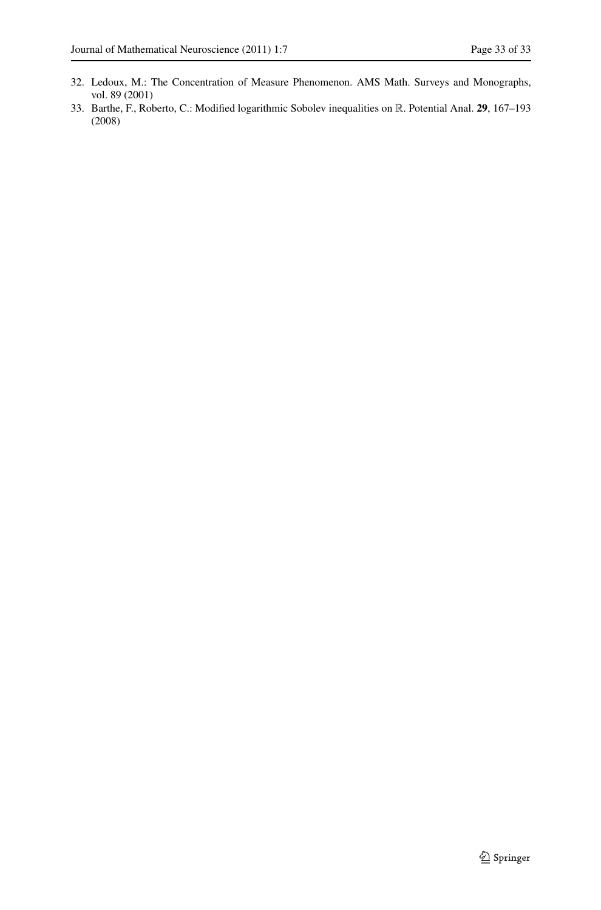32. Ledoux, M.: The Concentration of Measure Phenomenon. AMS Math. Surveys and Monographs, vol. 89 (2001)
33. Barthe, F., Roberto, C.: Modified logarithmic Sobolev inequalities on $\mathbb{R}$. Potential Anal. **29**, 167–193 (2008)